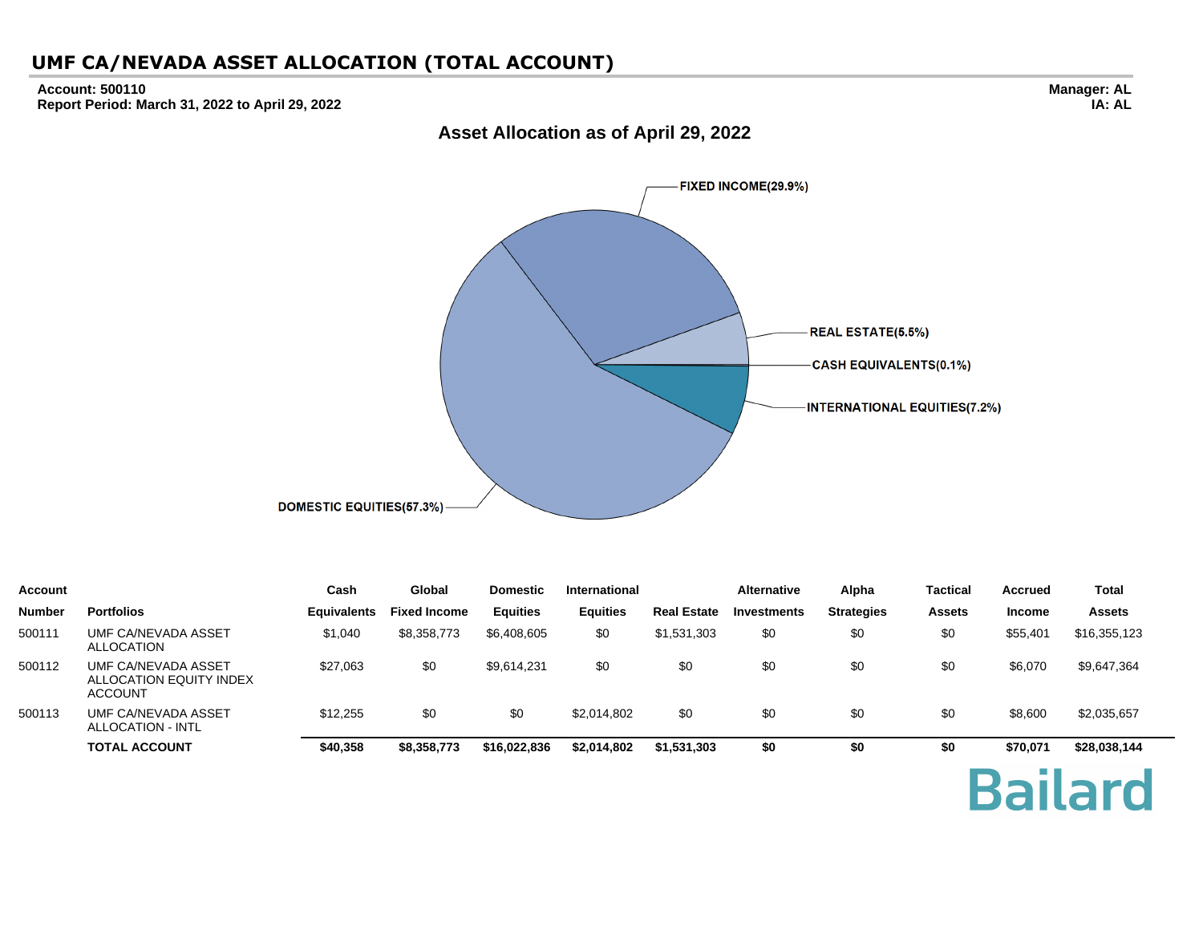# UMF CA/NEVADA ASSET ALLOCATION (TOTAL ACCOUNT)

**Account: 500110**
**Report Period: March 31, 2022 to April 29, 2022**

**Manager: AL**
**IA: AL**

## Asset Allocation as of April 29, 2022

FIXED INCOME(29.9%)
REAL ESTATE(5.5%)
CASH EQUIVALENTS(0.1%)
INTERNATIONAL EQUITIES(7.2%)
DOMESTIC EQUITIES(57.3%)

| Account Number | Portfolios | Cash Equivalents | Global Fixed Income | Domestic Equities | International Equities | Real Estate | Alternative Investments | Alpha Strategies | Tactical Assets | Accrued Income | Total Assets |
|---|---|---|---|---|---|---|---|---|---|---|---|
| 500111 | UMF CA/NEVADA ASSET ALLOCATION | $1,040 | $8,358,773 | $6,408,605 | $0 | $1,531,303 | $0 | $0 | $0 | $55,401 | $16,355,123 |
| 500112 | UMF CA/NEVADA ASSET ALLOCATION EQUITY INDEX ACCOUNT | $27,063 | $0 | $9,614,231 | $0 | $0 | $0 | $0 | $0 | $6,070 | $9,647,364 |
| 500113 | UMF CA/NEVADA ASSET ALLOCATION - INTL | $12,255 | $0 | $0 | $2,014,802 | $0 | $0 | $0 | $0 | $8,600 | $2,035,657 |
| | **TOTAL ACCOUNT** | **$40,358** | **$8,358,773** | **$16,022,836** | **$2,014,802** | **$1,531,303** | **$0** | **$0** | **$0** | **$70,071** | **$28,038,144** |

Bailard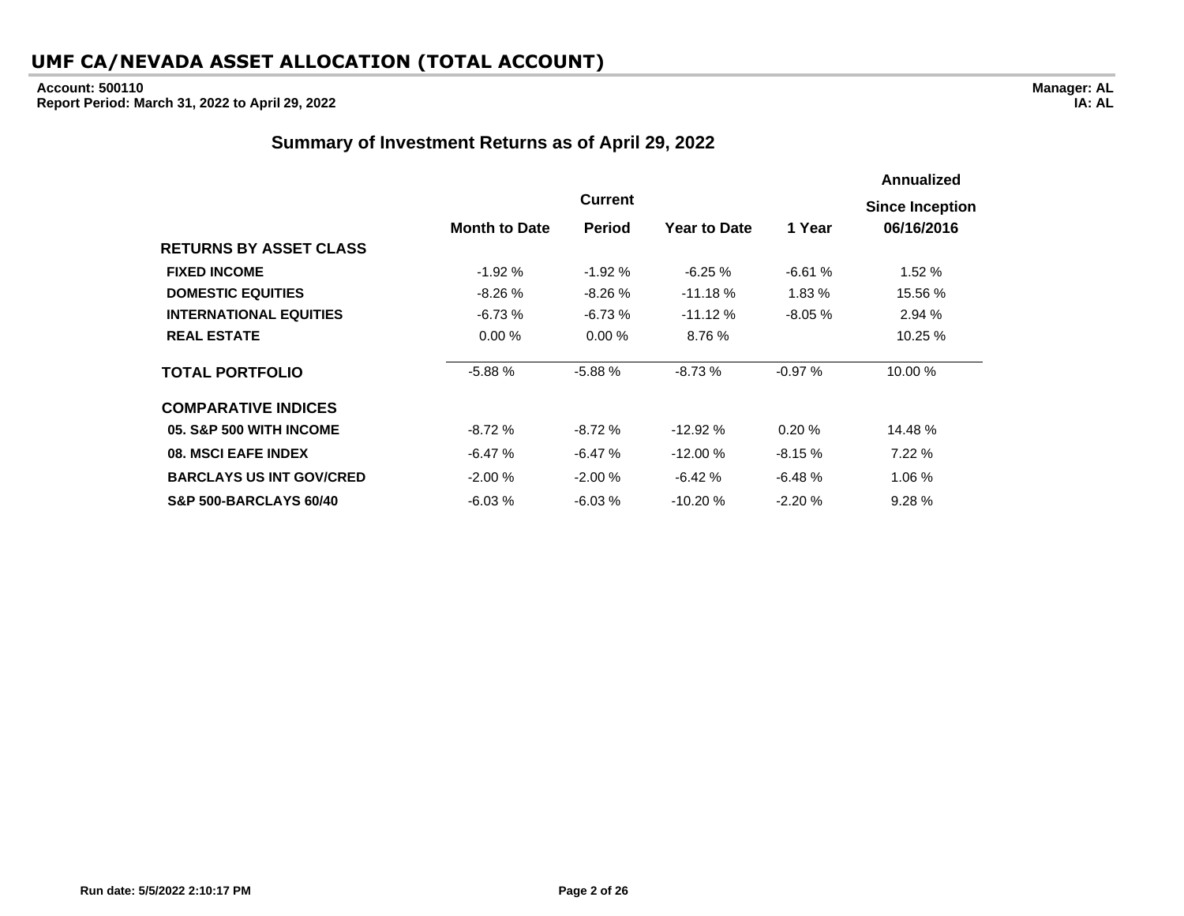# UMF CA/NEVADA ASSET ALLOCATION (TOTAL ACCOUNT)

**Account: 500110**
**Report Period: March 31, 2022 to April 29, 2022**

**Manager: AL**
**IA: AL**

## Summary of Investment Returns as of April 29, 2022

| | Month to Date | Current Period | Year to Date | 1 Year | Annualized Since Inception 06/16/2016 |
|---|---|---|---|---|---|
| **RETURNS BY ASSET CLASS** | | | | | |
| **FIXED INCOME** | -1.92 % | -1.92 % | -6.25 % | -6.61 % | 1.52 % |
| **DOMESTIC EQUITIES** | -8.26 % | -8.26 % | -11.18 % | 1.83 % | 15.56 % |
| **INTERNATIONAL EQUITIES** | -6.73 % | -6.73 % | -11.12 % | -8.05 % | 2.94 % |
| **REAL ESTATE** | 0.00 % | 0.00 % | 8.76 % | | 10.25 % |
| **TOTAL PORTFOLIO** | -5.88 % | -5.88 % | -8.73 % | -0.97 % | 10.00 % |
| **COMPARATIVE INDICES** | | | | | |
| **05. S&P 500 WITH INCOME** | -8.72 % | -8.72 % | -12.92 % | 0.20 % | 14.48 % |
| **08. MSCI EAFE INDEX** | -6.47 % | -6.47 % | -12.00 % | -8.15 % | 7.22 % |
| **BARCLAYS US INT GOV/CRED** | -2.00 % | -2.00 % | -6.42 % | -6.48 % | 1.06 % |
| **S&P 500-BARCLAYS 60/40** | -6.03 % | -6.03 % | -10.20 % | -2.20 % | 9.28 % |

Run date: 5/5/2022 2:10:17 PM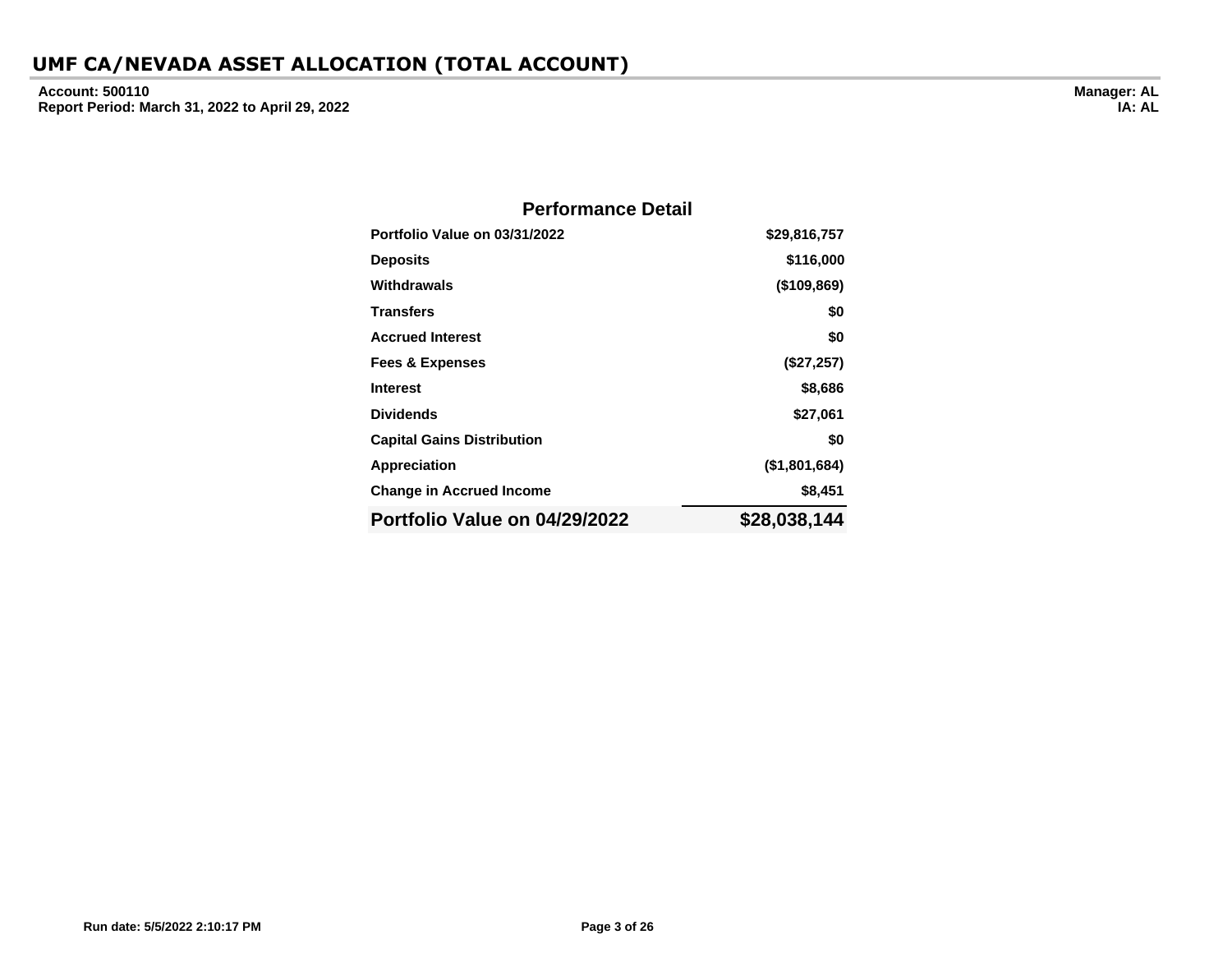# UMF CA/NEVADA ASSET ALLOCATION (TOTAL ACCOUNT)

**Account: 500110**
**Report Period: March 31, 2022 to April 29, 2022**

**Manager: AL**
**IA: AL**

## Performance Detail

| | |
|---|---:|
| **Portfolio Value on 03/31/2022** | **$29,816,757** |
| **Deposits** | **$116,000** |
| **Withdrawals** | **($109,869)** |
| **Transfers** | **$0** |
| **Accrued Interest** | **$0** |
| **Fees & Expenses** | **($27,257)** |
| **Interest** | **$8,686** |
| **Dividends** | **$27,061** |
| **Capital Gains Distribution** | **$0** |
| **Appreciation** | **($1,801,684)** |
| **Change in Accrued Income** | **$8,451** |
| **Portfolio Value on 04/29/2022** | **$28,038,144** |

Run date: 5/5/2022 2:10:17 PM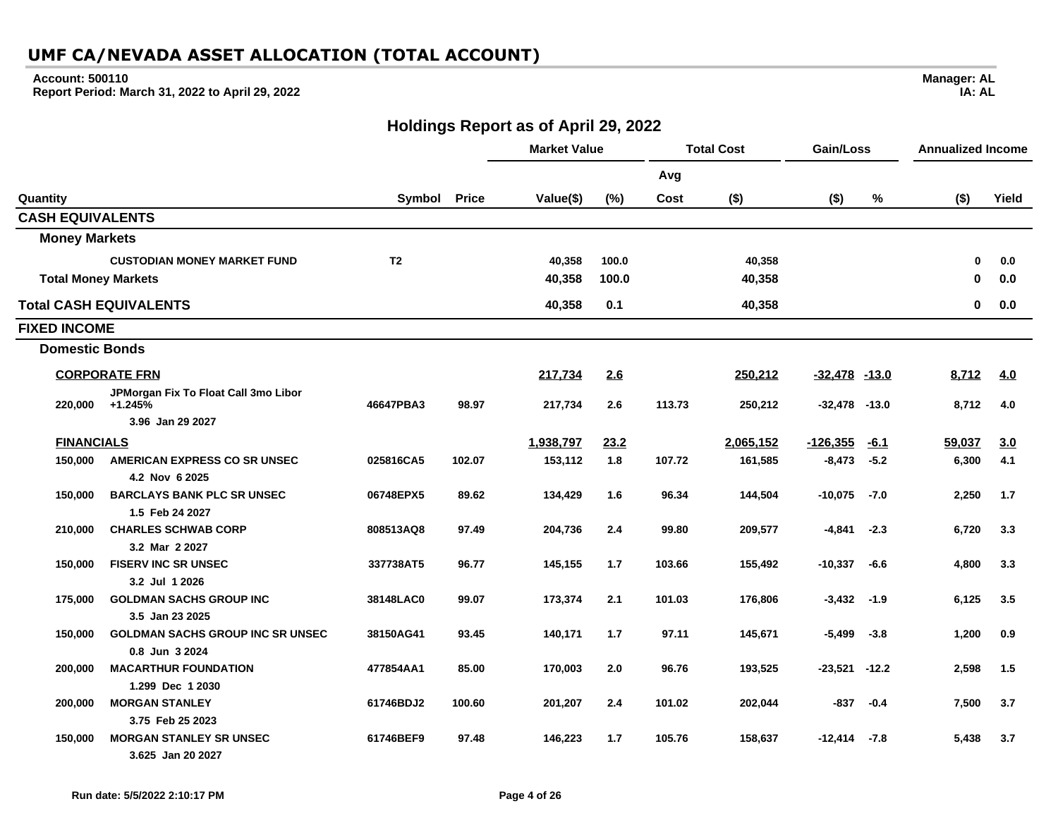# UMF CA/NEVADA ASSET ALLOCATION (TOTAL ACCOUNT)

**Account: 500110**
**Report Period: March 31, 2022 to April 29, 2022**

**Manager: AL**
**IA: AL**

## Holdings Report as of April 29, 2022

| Quantity | | Symbol | Price | Market Value Value($) | Market Value (%) | Total Cost Avg Cost | Total Cost ($) | Gain/Loss ($) | Gain/Loss % | Annualized Income ($) | Annualized Income Yield |
|---|---|---|---|---|---|---|---|---|---|---|---|
| **CASH EQUIVALENTS** | | | | | | | | | | | |
| **Money Markets** | | | | | | | | | | | |
| | CUSTODIAN MONEY MARKET FUND | T2 | | 40,358 | 100.0 | | 40,358 | | | 0 | 0.0 |
| **Total Money Markets** | | | | 40,358 | 100.0 | | 40,358 | | | 0 | 0.0 |
| **Total CASH EQUIVALENTS** | | | | 40,358 | 0.1 | | 40,358 | | | 0 | 0.0 |
| **FIXED INCOME** | | | | | | | | | | | |
| **Domestic Bonds** | | | | | | | | | | | |
| **CORPORATE FRN** | | | | 217,734 | 2.6 | | 250,212 | -32,478 | -13.0 | 8,712 | 4.0 |
| 220,000 | JPMorgan Fix To Float Call 3mo Libor +1.245% 3.96 Jan 29 2027 | 46647PBA3 | 98.97 | 217,734 | 2.6 | 113.73 | 250,212 | -32,478 | -13.0 | 8,712 | 4.0 |
| **FINANCIALS** | | | | 1,938,797 | 23.2 | | 2,065,152 | -126,355 | -6.1 | 59,037 | 3.0 |
| 150,000 | AMERICAN EXPRESS CO SR UNSEC 4.2 Nov 6 2025 | 025816CA5 | 102.07 | 153,112 | 1.8 | 107.72 | 161,585 | -8,473 | -5.2 | 6,300 | 4.1 |
| 150,000 | BARCLAYS BANK PLC SR UNSEC 1.5 Feb 24 2027 | 06748EPX5 | 89.62 | 134,429 | 1.6 | 96.34 | 144,504 | -10,075 | -7.0 | 2,250 | 1.7 |
| 210,000 | CHARLES SCHWAB CORP 3.2 Mar 2 2027 | 808513AQ8 | 97.49 | 204,736 | 2.4 | 99.80 | 209,577 | -4,841 | -2.3 | 6,720 | 3.3 |
| 150,000 | FISERV INC SR UNSEC 3.2 Jul 1 2026 | 337738AT5 | 96.77 | 145,155 | 1.7 | 103.66 | 155,492 | -10,337 | -6.6 | 4,800 | 3.3 |
| 175,000 | GOLDMAN SACHS GROUP INC 3.5 Jan 23 2025 | 38148LAC0 | 99.07 | 173,374 | 2.1 | 101.03 | 176,806 | -3,432 | -1.9 | 6,125 | 3.5 |
| 150,000 | GOLDMAN SACHS GROUP INC SR UNSEC 0.8 Jun 3 2024 | 38150AG41 | 93.45 | 140,171 | 1.7 | 97.11 | 145,671 | -5,499 | -3.8 | 1,200 | 0.9 |
| 200,000 | MACARTHUR FOUNDATION 1.299 Dec 1 2030 | 477854AA1 | 85.00 | 170,003 | 2.0 | 96.76 | 193,525 | -23,521 | -12.2 | 2,598 | 1.5 |
| 200,000 | MORGAN STANLEY 3.75 Feb 25 2023 | 61746BDJ2 | 100.60 | 201,207 | 2.4 | 101.02 | 202,044 | -837 | -0.4 | 7,500 | 3.7 |
| 150,000 | MORGAN STANLEY SR UNSEC 3.625 Jan 20 2027 | 61746BEF9 | 97.48 | 146,223 | 1.7 | 105.76 | 158,637 | -12,414 | -7.8 | 5,438 | 3.7 |

Run date: 5/5/2022 2:10:17 PM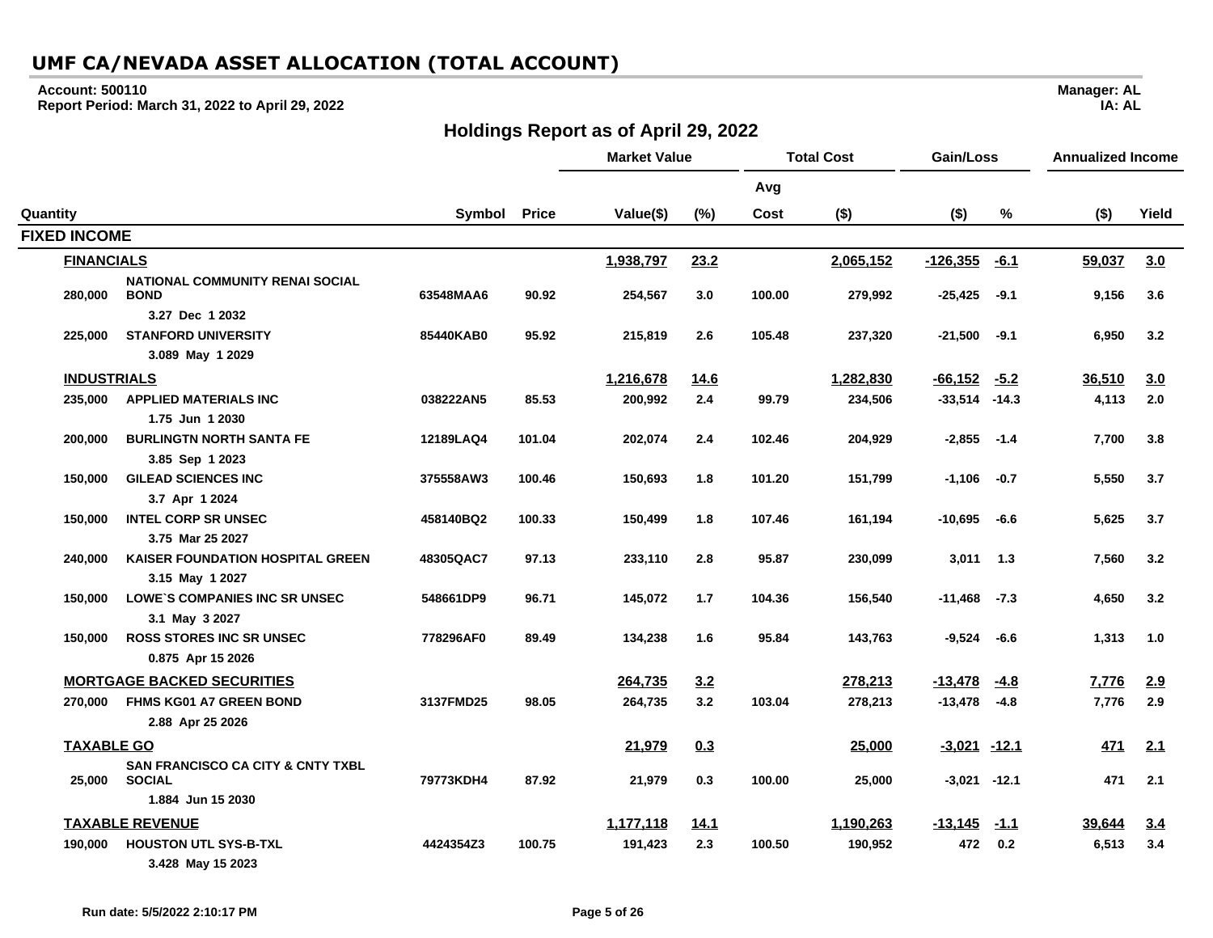# UMF CA/NEVADA ASSET ALLOCATION (TOTAL ACCOUNT)

**Account: 500110**
**Report Period: March 31, 2022 to April 29, 2022**

**Manager: AL**
**IA: AL**

## Holdings Report as of April 29, 2022

| Quantity | | Symbol | Price | Market Value Value($) | Market Value (%) | Total Cost Avg Cost | Total Cost ($) | Gain/Loss ($) | Gain/Loss % | Annualized Income ($) | Annualized Income Yield |
|---|---|---|---|---|---|---|---|---|---|---|---|
| **FIXED INCOME** | | | | | | | | | | | |
| **FINANCIALS** | | | | **1,938,797** | **23.2** | | **2,065,152** | **-126,355** | **-6.1** | **59,037** | **3.0** |
| 280,000 | NATIONAL COMMUNITY RENAI SOCIAL BOND 3.27 Dec 1 2032 | 63548MAA6 | 90.92 | 254,567 | 3.0 | 100.00 | 279,992 | -25,425 | -9.1 | 9,156 | 3.6 |
| 225,000 | STANFORD UNIVERSITY 3.089 May 1 2029 | 85440KAB0 | 95.92 | 215,819 | 2.6 | 105.48 | 237,320 | -21,500 | -9.1 | 6,950 | 3.2 |
| **INDUSTRIALS** | | | | **1,216,678** | **14.6** | | **1,282,830** | **-66,152** | **-5.2** | **36,510** | **3.0** |
| 235,000 | APPLIED MATERIALS INC 1.75 Jun 1 2030 | 038222AN5 | 85.53 | 200,992 | 2.4 | 99.79 | 234,506 | -33,514 | -14.3 | 4,113 | 2.0 |
| 200,000 | BURLINGTN NORTH SANTA FE 3.85 Sep 1 2023 | 12189LAQ4 | 101.04 | 202,074 | 2.4 | 102.46 | 204,929 | -2,855 | -1.4 | 7,700 | 3.8 |
| 150,000 | GILEAD SCIENCES INC 3.7 Apr 1 2024 | 375558AW3 | 100.46 | 150,693 | 1.8 | 101.20 | 151,799 | -1,106 | -0.7 | 5,550 | 3.7 |
| 150,000 | INTEL CORP SR UNSEC 3.75 Mar 25 2027 | 458140BQ2 | 100.33 | 150,499 | 1.8 | 107.46 | 161,194 | -10,695 | -6.6 | 5,625 | 3.7 |
| 240,000 | KAISER FOUNDATION HOSPITAL GREEN 3.15 May 1 2027 | 48305QAC7 | 97.13 | 233,110 | 2.8 | 95.87 | 230,099 | 3,011 | 1.3 | 7,560 | 3.2 |
| 150,000 | LOWE`S COMPANIES INC SR UNSEC 3.1 May 3 2027 | 548661DP9 | 96.71 | 145,072 | 1.7 | 104.36 | 156,540 | -11,468 | -7.3 | 4,650 | 3.2 |
| 150,000 | ROSS STORES INC SR UNSEC 0.875 Apr 15 2026 | 778296AF0 | 89.49 | 134,238 | 1.6 | 95.84 | 143,763 | -9,524 | -6.6 | 1,313 | 1.0 |
| **MORTGAGE BACKED SECURITIES** | | | | **264,735** | **3.2** | | **278,213** | **-13,478** | **-4.8** | **7,776** | **2.9** |
| 270,000 | FHMS KG01 A7 GREEN BOND 2.88 Apr 25 2026 | 3137FMD25 | 98.05 | 264,735 | 3.2 | 103.04 | 278,213 | -13,478 | -4.8 | 7,776 | 2.9 |
| **TAXABLE GO** | | | | **21,979** | **0.3** | | **25,000** | **-3,021** | **-12.1** | **471** | **2.1** |
| 25,000 | SAN FRANCISCO CA CITY & CNTY TXBL SOCIAL 1.884 Jun 15 2030 | 79773KDH4 | 87.92 | 21,979 | 0.3 | 100.00 | 25,000 | -3,021 | -12.1 | 471 | 2.1 |
| **TAXABLE REVENUE** | | | | **1,177,118** | **14.1** | | **1,190,263** | **-13,145** | **-1.1** | **39,644** | **3.4** |
| 190,000 | HOUSTON UTL SYS-B-TXL 3.428 May 15 2023 | 4424354Z3 | 100.75 | 191,423 | 2.3 | 100.50 | 190,952 | 472 | 0.2 | 6,513 | 3.4 |

**Run date: 5/5/2022 2:10:17 PM**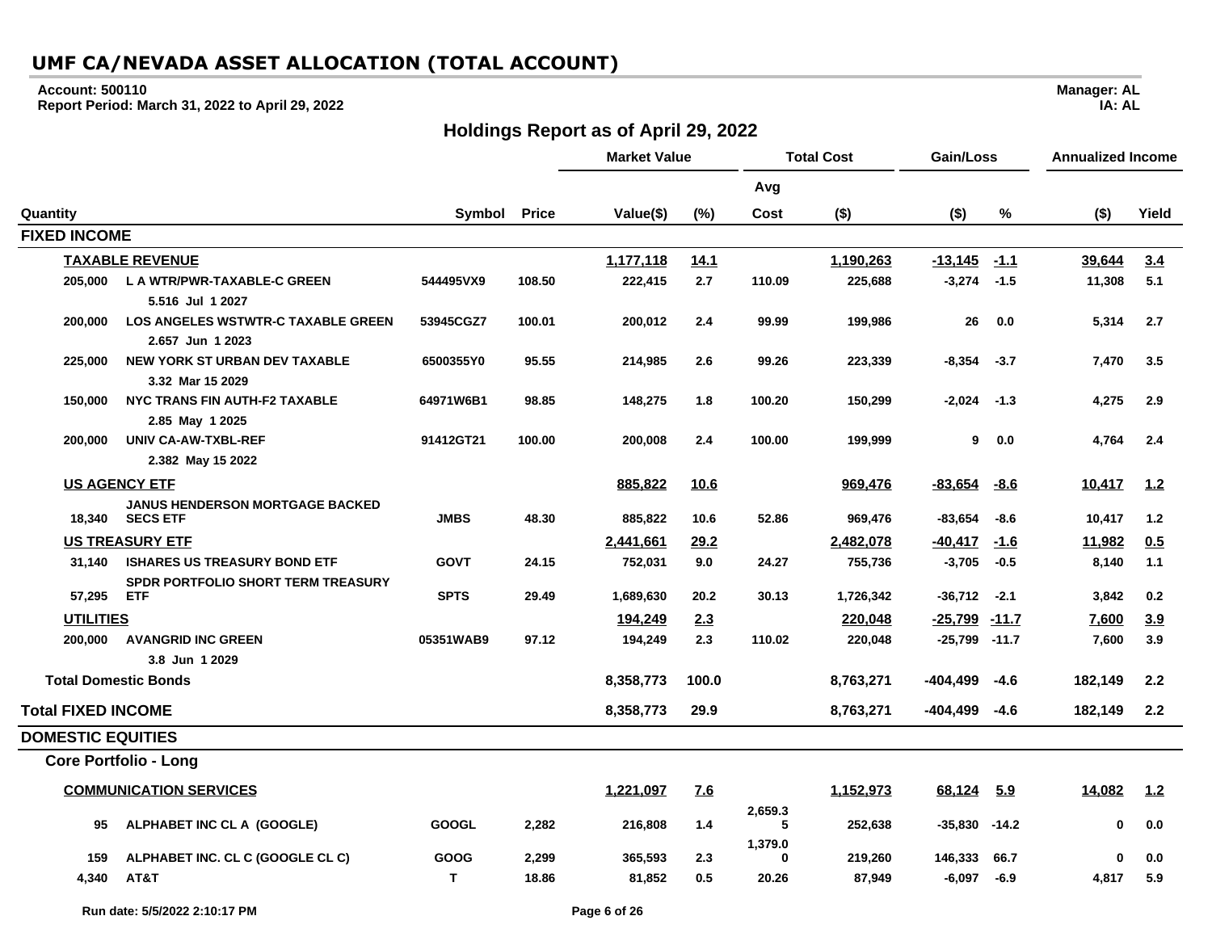# UMF CA/NEVADA ASSET ALLOCATION (TOTAL ACCOUNT)

**Account: 500110**
**Report Period: March 31, 2022 to April 29, 2022**

**Manager: AL**
**IA: AL**

## Holdings Report as of April 29, 2022

| Quantity | | Symbol | Price | Market Value Value($) | Market Value (%) | Total Cost Avg Cost | Total Cost ($) | Gain/Loss ($) | Gain/Loss % | Annualized Income ($) | Annualized Income Yield |
|---|---|---|---|---|---|---|---|---|---|---|---|
| **FIXED INCOME** | | | | | | | | | | | |
| **TAXABLE REVENUE** | | | | 1,177,118 | 14.1 | | 1,190,263 | -13,145 | -1.1 | 39,644 | 3.4 |
| 205,000 | L A WTR/PWR-TAXABLE-C GREEN 5.516 Jul 1 2027 | 544495VX9 | 108.50 | 222,415 | 2.7 | 110.09 | 225,688 | -3,274 | -1.5 | 11,308 | 5.1 |
| 200,000 | LOS ANGELES WSTWTR-C TAXABLE GREEN 2.657 Jun 1 2023 | 53945CGZ7 | 100.01 | 200,012 | 2.4 | 99.99 | 199,986 | 26 | 0.0 | 5,314 | 2.7 |
| 225,000 | NEW YORK ST URBAN DEV TAXABLE 3.32 Mar 15 2029 | 6500355Y0 | 95.55 | 214,985 | 2.6 | 99.26 | 223,339 | -8,354 | -3.7 | 7,470 | 3.5 |
| 150,000 | NYC TRANS FIN AUTH-F2 TAXABLE 2.85 May 1 2025 | 64971W6B1 | 98.85 | 148,275 | 1.8 | 100.20 | 150,299 | -2,024 | -1.3 | 4,275 | 2.9 |
| 200,000 | UNIV CA-AW-TXBL-REF 2.382 May 15 2022 | 91412GT21 | 100.00 | 200,008 | 2.4 | 100.00 | 199,999 | 9 | 0.0 | 4,764 | 2.4 |
| **US AGENCY ETF** | | | | 885,822 | 10.6 | | 969,476 | -83,654 | -8.6 | 10,417 | 1.2 |
| 18,340 | JANUS HENDERSON MORTGAGE BACKED SECS ETF | JMBS | 48.30 | 885,822 | 10.6 | 52.86 | 969,476 | -83,654 | -8.6 | 10,417 | 1.2 |
| **US TREASURY ETF** | | | | 2,441,661 | 29.2 | | 2,482,078 | -40,417 | -1.6 | 11,982 | 0.5 |
| 31,140 | ISHARES US TREASURY BOND ETF | GOVT | 24.15 | 752,031 | 9.0 | 24.27 | 755,736 | -3,705 | -0.5 | 8,140 | 1.1 |
| 57,295 | SPDR PORTFOLIO SHORT TERM TREASURY ETF | SPTS | 29.49 | 1,689,630 | 20.2 | 30.13 | 1,726,342 | -36,712 | -2.1 | 3,842 | 0.2 |
| **UTILITIES** | | | | 194,249 | 2.3 | | 220,048 | -25,799 | -11.7 | 7,600 | 3.9 |
| 200,000 | AVANGRID INC GREEN 3.8 Jun 1 2029 | 05351WAB9 | 97.12 | 194,249 | 2.3 | 110.02 | 220,048 | -25,799 | -11.7 | 7,600 | 3.9 |
| **Total Domestic Bonds** | | | | 8,358,773 | 100.0 | | 8,763,271 | -404,499 | -4.6 | 182,149 | 2.2 |
| **Total FIXED INCOME** | | | | 8,358,773 | 29.9 | | 8,763,271 | -404,499 | -4.6 | 182,149 | 2.2 |
| **DOMESTIC EQUITIES** | | | | | | | | | | | |
| **Core Portfolio - Long** | | | | | | | | | | | |
| **COMMUNICATION SERVICES** | | | | 1,221,097 | 7.6 | | 1,152,973 | 68,124 | 5.9 | 14,082 | 1.2 |
| 95 | ALPHABET INC CL A (GOOGLE) | GOOGL | 2,282 | 216,808 | 1.4 | 2,659.35 | 252,638 | -35,830 | -14.2 | 0 | 0.0 |
| 159 | ALPHABET INC. CL C (GOOGLE CL C) | GOOG | 2,299 | 365,593 | 2.3 | 1,379.00 | 219,260 | 146,333 | 66.7 | 0 | 0.0 |
| 4,340 | AT&T | T | 18.86 | 81,852 | 0.5 | 20.26 | 87,949 | -6,097 | -6.9 | 4,817 | 5.9 |

Run date: 5/5/2022 2:10:17 PM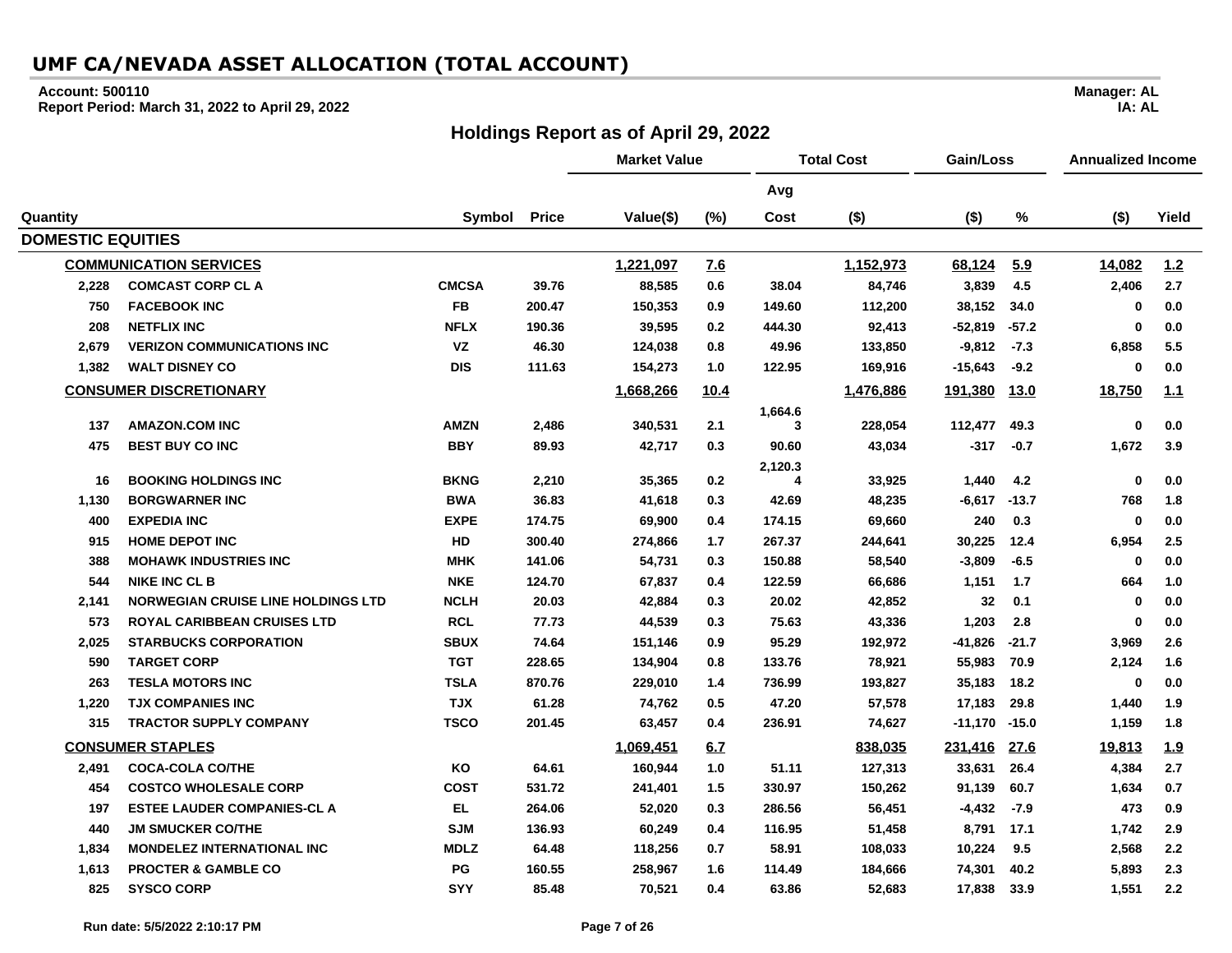# UMF CA/NEVADA ASSET ALLOCATION (TOTAL ACCOUNT)

**Account: 500110**
**Report Period: March 31, 2022 to April 29, 2022**

**Manager: AL**
**IA: AL**

## Holdings Report as of April 29, 2022

| | | | | Market Value | | Total Cost | | Gain/Loss | | Annualized Income | |
|---|---|---|---|---|---|---|---|---|---|---|---|
| | | | | | | Avg | | | | | |
| Quantity | | Symbol | Price | Value($) | (%) | Cost | ($) | ($) | % | ($) | Yield |
| **DOMESTIC EQUITIES** | | | | | | | | | | | |
| | **COMMUNICATION SERVICES** | | | **1,221,097** | **7.6** | | **1,152,973** | **68,124** | **5.9** | **14,082** | **1.2** |
| 2,228 | COMCAST CORP CL A | CMCSA | 39.76 | 88,585 | 0.6 | 38.04 | 84,746 | 3,839 | 4.5 | 2,406 | 2.7 |
| 750 | FACEBOOK INC | FB | 200.47 | 150,353 | 0.9 | 149.60 | 112,200 | 38,152 | 34.0 | 0 | 0.0 |
| 208 | NETFLIX INC | NFLX | 190.36 | 39,595 | 0.2 | 444.30 | 92,413 | -52,819 | -57.2 | 0 | 0.0 |
| 2,679 | VERIZON COMMUNICATIONS INC | VZ | 46.30 | 124,038 | 0.8 | 49.96 | 133,850 | -9,812 | -7.3 | 6,858 | 5.5 |
| 1,382 | WALT DISNEY CO | DIS | 111.63 | 154,273 | 1.0 | 122.95 | 169,916 | -15,643 | -9.2 | 0 | 0.0 |
| | **CONSUMER DISCRETIONARY** | | | **1,668,266** | **10.4** | | **1,476,886** | **191,380** | **13.0** | **18,750** | **1.1** |
| 137 | AMAZON.COM INC | AMZN | 2,486 | 340,531 | 2.1 | 1,664.63 | 228,054 | 112,477 | 49.3 | 0 | 0.0 |
| 475 | BEST BUY CO INC | BBY | 89.93 | 42,717 | 0.3 | 90.60 | 43,034 | -317 | -0.7 | 1,672 | 3.9 |
| 16 | BOOKING HOLDINGS INC | BKNG | 2,210 | 35,365 | 0.2 | 2,120.34 | 33,925 | 1,440 | 4.2 | 0 | 0.0 |
| 1,130 | BORGWARNER INC | BWA | 36.83 | 41,618 | 0.3 | 42.69 | 48,235 | -6,617 | -13.7 | 768 | 1.8 |
| 400 | EXPEDIA INC | EXPE | 174.75 | 69,900 | 0.4 | 174.15 | 69,660 | 240 | 0.3 | 0 | 0.0 |
| 915 | HOME DEPOT INC | HD | 300.40 | 274,866 | 1.7 | 267.37 | 244,641 | 30,225 | 12.4 | 6,954 | 2.5 |
| 388 | MOHAWK INDUSTRIES INC | MHK | 141.06 | 54,731 | 0.3 | 150.88 | 58,540 | -3,809 | -6.5 | 0 | 0.0 |
| 544 | NIKE INC CL B | NKE | 124.70 | 67,837 | 0.4 | 122.59 | 66,686 | 1,151 | 1.7 | 664 | 1.0 |
| 2,141 | NORWEGIAN CRUISE LINE HOLDINGS LTD | NCLH | 20.03 | 42,884 | 0.3 | 20.02 | 42,852 | 32 | 0.1 | 0 | 0.0 |
| 573 | ROYAL CARIBBEAN CRUISES LTD | RCL | 77.73 | 44,539 | 0.3 | 75.63 | 43,336 | 1,203 | 2.8 | 0 | 0.0 |
| 2,025 | STARBUCKS CORPORATION | SBUX | 74.64 | 151,146 | 0.9 | 95.29 | 192,972 | -41,826 | -21.7 | 3,969 | 2.6 |
| 590 | TARGET CORP | TGT | 228.65 | 134,904 | 0.8 | 133.76 | 78,921 | 55,983 | 70.9 | 2,124 | 1.6 |
| 263 | TESLA MOTORS INC | TSLA | 870.76 | 229,010 | 1.4 | 736.99 | 193,827 | 35,183 | 18.2 | 0 | 0.0 |
| 1,220 | TJX COMPANIES INC | TJX | 61.28 | 74,762 | 0.5 | 47.20 | 57,578 | 17,183 | 29.8 | 1,440 | 1.9 |
| 315 | TRACTOR SUPPLY COMPANY | TSCO | 201.45 | 63,457 | 0.4 | 236.91 | 74,627 | -11,170 | -15.0 | 1,159 | 1.8 |
| | **CONSUMER STAPLES** | | | **1,069,451** | **6.7** | | **838,035** | **231,416** | **27.6** | **19,813** | **1.9** |
| 2,491 | COCA-COLA CO/THE | KO | 64.61 | 160,944 | 1.0 | 51.11 | 127,313 | 33,631 | 26.4 | 4,384 | 2.7 |
| 454 | COSTCO WHOLESALE CORP | COST | 531.72 | 241,401 | 1.5 | 330.97 | 150,262 | 91,139 | 60.7 | 1,634 | 0.7 |
| 197 | ESTEE LAUDER COMPANIES-CL A | EL | 264.06 | 52,020 | 0.3 | 286.56 | 56,451 | -4,432 | -7.9 | 473 | 0.9 |
| 440 | JM SMUCKER CO/THE | SJM | 136.93 | 60,249 | 0.4 | 116.95 | 51,458 | 8,791 | 17.1 | 1,742 | 2.9 |
| 1,834 | MONDELEZ INTERNATIONAL INC | MDLZ | 64.48 | 118,256 | 0.7 | 58.91 | 108,033 | 10,224 | 9.5 | 2,568 | 2.2 |
| 1,613 | PROCTER & GAMBLE CO | PG | 160.55 | 258,967 | 1.6 | 114.49 | 184,666 | 74,301 | 40.2 | 5,893 | 2.3 |
| 825 | SYSCO CORP | SYY | 85.48 | 70,521 | 0.4 | 63.86 | 52,683 | 17,838 | 33.9 | 1,551 | 2.2 |

Run date: 5/5/2022 2:10:17 PM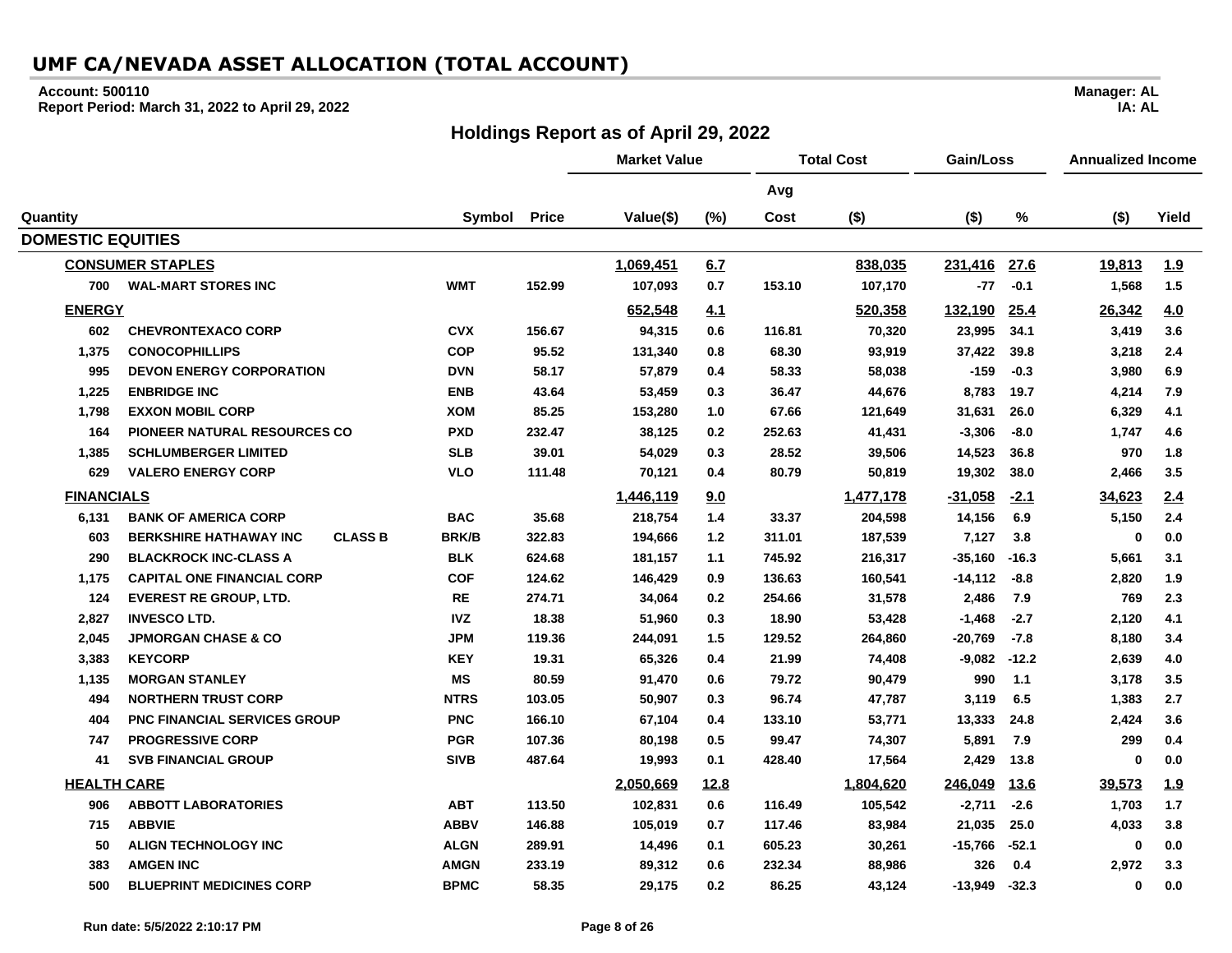# UMF CA/NEVADA ASSET ALLOCATION (TOTAL ACCOUNT)

**Account: 500110**
**Report Period: March 31, 2022 to April 29, 2022**

**Manager: AL**
**IA: AL**

## Holdings Report as of April 29, 2022

| | | | | Market Value | | Total Cost | | Gain/Loss | | Annualized Income | |
|---|---|---|---|---|---|---|---|---|---|---|---|
| | | | | | | Avg | | | | | |
| Quantity | | Symbol | Price | Value($) | (%) | Cost | ($) | ($) | % | ($) | Yield |
| **DOMESTIC EQUITIES** | | | | | | | | | | | |
| **CONSUMER STAPLES** | | | | **1,069,451** | **6.7** | | **838,035** | **231,416** | **27.6** | **19,813** | **1.9** |
| 700 | WAL-MART STORES INC | WMT | 152.99 | 107,093 | 0.7 | 153.10 | 107,170 | -77 | -0.1 | 1,568 | 1.5 |
| **ENERGY** | | | | **652,548** | **4.1** | | **520,358** | **132,190** | **25.4** | **26,342** | **4.0** |
| 602 | CHEVRONTEXACO CORP | CVX | 156.67 | 94,315 | 0.6 | 116.81 | 70,320 | 23,995 | 34.1 | 3,419 | 3.6 |
| 1,375 | CONOCOPHILLIPS | COP | 95.52 | 131,340 | 0.8 | 68.30 | 93,919 | 37,422 | 39.8 | 3,218 | 2.4 |
| 995 | DEVON ENERGY CORPORATION | DVN | 58.17 | 57,879 | 0.4 | 58.33 | 58,038 | -159 | -0.3 | 3,980 | 6.9 |
| 1,225 | ENBRIDGE INC | ENB | 43.64 | 53,459 | 0.3 | 36.47 | 44,676 | 8,783 | 19.7 | 4,214 | 7.9 |
| 1,798 | EXXON MOBIL CORP | XOM | 85.25 | 153,280 | 1.0 | 67.66 | 121,649 | 31,631 | 26.0 | 6,329 | 4.1 |
| 164 | PIONEER NATURAL RESOURCES CO | PXD | 232.47 | 38,125 | 0.2 | 252.63 | 41,431 | -3,306 | -8.0 | 1,747 | 4.6 |
| 1,385 | SCHLUMBERGER LIMITED | SLB | 39.01 | 54,029 | 0.3 | 28.52 | 39,506 | 14,523 | 36.8 | 970 | 1.8 |
| 629 | VALERO ENERGY CORP | VLO | 111.48 | 70,121 | 0.4 | 80.79 | 50,819 | 19,302 | 38.0 | 2,466 | 3.5 |
| **FINANCIALS** | | | | **1,446,119** | **9.0** | | **1,477,178** | **-31,058** | **-2.1** | **34,623** | **2.4** |
| 6,131 | BANK OF AMERICA CORP | BAC | 35.68 | 218,754 | 1.4 | 33.37 | 204,598 | 14,156 | 6.9 | 5,150 | 2.4 |
| 603 | BERKSHIRE HATHAWAY INC CLASS B | BRK/B | 322.83 | 194,666 | 1.2 | 311.01 | 187,539 | 7,127 | 3.8 | 0 | 0.0 |
| 290 | BLACKROCK INC-CLASS A | BLK | 624.68 | 181,157 | 1.1 | 745.92 | 216,317 | -35,160 | -16.3 | 5,661 | 3.1 |
| 1,175 | CAPITAL ONE FINANCIAL CORP | COF | 124.62 | 146,429 | 0.9 | 136.63 | 160,541 | -14,112 | -8.8 | 2,820 | 1.9 |
| 124 | EVEREST RE GROUP, LTD. | RE | 274.71 | 34,064 | 0.2 | 254.66 | 31,578 | 2,486 | 7.9 | 769 | 2.3 |
| 2,827 | INVESCO LTD. | IVZ | 18.38 | 51,960 | 0.3 | 18.90 | 53,428 | -1,468 | -2.7 | 2,120 | 4.1 |
| 2,045 | JPMORGAN CHASE & CO | JPM | 119.36 | 244,091 | 1.5 | 129.52 | 264,860 | -20,769 | -7.8 | 8,180 | 3.4 |
| 3,383 | KEYCORP | KEY | 19.31 | 65,326 | 0.4 | 21.99 | 74,408 | -9,082 | -12.2 | 2,639 | 4.0 |
| 1,135 | MORGAN STANLEY | MS | 80.59 | 91,470 | 0.6 | 79.72 | 90,479 | 990 | 1.1 | 3,178 | 3.5 |
| 494 | NORTHERN TRUST CORP | NTRS | 103.05 | 50,907 | 0.3 | 96.74 | 47,787 | 3,119 | 6.5 | 1,383 | 2.7 |
| 404 | PNC FINANCIAL SERVICES GROUP | PNC | 166.10 | 67,104 | 0.4 | 133.10 | 53,771 | 13,333 | 24.8 | 2,424 | 3.6 |
| 747 | PROGRESSIVE CORP | PGR | 107.36 | 80,198 | 0.5 | 99.47 | 74,307 | 5,891 | 7.9 | 299 | 0.4 |
| 41 | SVB FINANCIAL GROUP | SIVB | 487.64 | 19,993 | 0.1 | 428.40 | 17,564 | 2,429 | 13.8 | 0 | 0.0 |
| **HEALTH CARE** | | | | **2,050,669** | **12.8** | | **1,804,620** | **246,049** | **13.6** | **39,573** | **1.9** |
| 906 | ABBOTT LABORATORIES | ABT | 113.50 | 102,831 | 0.6 | 116.49 | 105,542 | -2,711 | -2.6 | 1,703 | 1.7 |
| 715 | ABBVIE | ABBV | 146.88 | 105,019 | 0.7 | 117.46 | 83,984 | 21,035 | 25.0 | 4,033 | 3.8 |
| 50 | ALIGN TECHNOLOGY INC | ALGN | 289.91 | 14,496 | 0.1 | 605.23 | 30,261 | -15,766 | -52.1 | 0 | 0.0 |
| 383 | AMGEN INC | AMGN | 233.19 | 89,312 | 0.6 | 232.34 | 88,986 | 326 | 0.4 | 2,972 | 3.3 |
| 500 | BLUEPRINT MEDICINES CORP | BPMC | 58.35 | 29,175 | 0.2 | 86.25 | 43,124 | -13,949 | -32.3 | 0 | 0.0 |

Run date: 5/5/2022 2:10:17 PM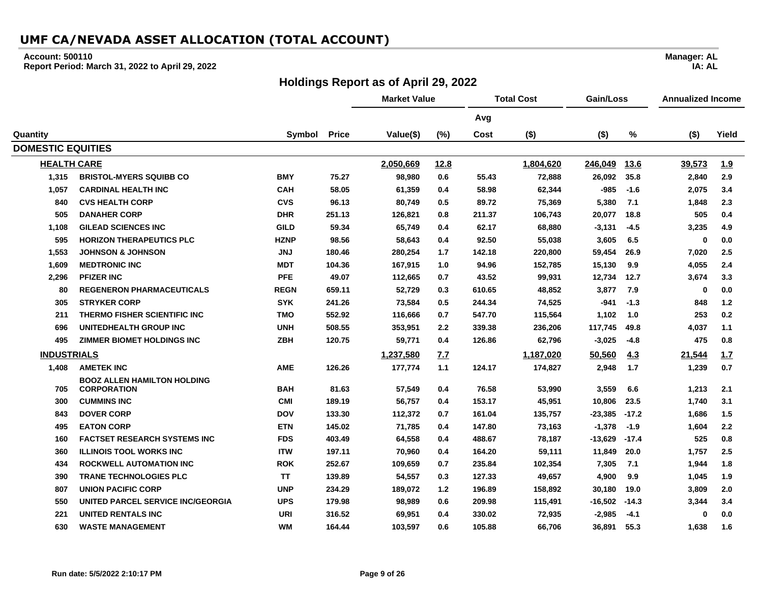# UMF CA/NEVADA ASSET ALLOCATION (TOTAL ACCOUNT)

**Account: 500110**
**Report Period: March 31, 2022 to April 29, 2022**

**Manager: AL**
**IA: AL**

## Holdings Report as of April 29, 2022

| | | | | Market Value | | Total Cost | | Gain/Loss | | Annualized Income | |
|---|---|---|---|---|---|---|---|---|---|---|---|
| | | | | | | Avg | | | | | |
| Quantity | | Symbol | Price | Value($) | (%) | Cost | ($) | ($) | % | ($) | Yield |
| **DOMESTIC EQUITIES** | | | | | | | | | | | |
| **HEALTH CARE** | | | | **2,050,669** | **12.8** | | **1,804,620** | **246,049** | **13.6** | **39,573** | **1.9** |
| 1,315 | BRISTOL-MYERS SQUIBB CO | BMY | 75.27 | 98,980 | 0.6 | 55.43 | 72,888 | 26,092 | 35.8 | 2,840 | 2.9 |
| 1,057 | CARDINAL HEALTH INC | CAH | 58.05 | 61,359 | 0.4 | 58.98 | 62,344 | -985 | -1.6 | 2,075 | 3.4 |
| 840 | CVS HEALTH CORP | CVS | 96.13 | 80,749 | 0.5 | 89.72 | 75,369 | 5,380 | 7.1 | 1,848 | 2.3 |
| 505 | DANAHER CORP | DHR | 251.13 | 126,821 | 0.8 | 211.37 | 106,743 | 20,077 | 18.8 | 505 | 0.4 |
| 1,108 | GILEAD SCIENCES INC | GILD | 59.34 | 65,749 | 0.4 | 62.17 | 68,880 | -3,131 | -4.5 | 3,235 | 4.9 |
| 595 | HORIZON THERAPEUTICS PLC | HZNP | 98.56 | 58,643 | 0.4 | 92.50 | 55,038 | 3,605 | 6.5 | 0 | 0.0 |
| 1,553 | JOHNSON & JOHNSON | JNJ | 180.46 | 280,254 | 1.7 | 142.18 | 220,800 | 59,454 | 26.9 | 7,020 | 2.5 |
| 1,609 | MEDTRONIC INC | MDT | 104.36 | 167,915 | 1.0 | 94.96 | 152,785 | 15,130 | 9.9 | 4,055 | 2.4 |
| 2,296 | PFIZER INC | PFE | 49.07 | 112,665 | 0.7 | 43.52 | 99,931 | 12,734 | 12.7 | 3,674 | 3.3 |
| 80 | REGENERON PHARMACEUTICALS | REGN | 659.11 | 52,729 | 0.3 | 610.65 | 48,852 | 3,877 | 7.9 | 0 | 0.0 |
| 305 | STRYKER CORP | SYK | 241.26 | 73,584 | 0.5 | 244.34 | 74,525 | -941 | -1.3 | 848 | 1.2 |
| 211 | THERMO FISHER SCIENTIFIC INC | TMO | 552.92 | 116,666 | 0.7 | 547.70 | 115,564 | 1,102 | 1.0 | 253 | 0.2 |
| 696 | UNITEDHEALTH GROUP INC | UNH | 508.55 | 353,951 | 2.2 | 339.38 | 236,206 | 117,745 | 49.8 | 4,037 | 1.1 |
| 495 | ZIMMER BIOMET HOLDINGS INC | ZBH | 120.75 | 59,771 | 0.4 | 126.86 | 62,796 | -3,025 | -4.8 | 475 | 0.8 |
| **INDUSTRIALS** | | | | **1,237,580** | **7.7** | | **1,187,020** | **50,560** | **4.3** | **21,544** | **1.7** |
| 1,408 | AMETEK INC | AME | 126.26 | 177,774 | 1.1 | 124.17 | 174,827 | 2,948 | 1.7 | 1,239 | 0.7 |
| 705 | BOOZ ALLEN HAMILTON HOLDING CORPORATION | BAH | 81.63 | 57,549 | 0.4 | 76.58 | 53,990 | 3,559 | 6.6 | 1,213 | 2.1 |
| 300 | CUMMINS INC | CMI | 189.19 | 56,757 | 0.4 | 153.17 | 45,951 | 10,806 | 23.5 | 1,740 | 3.1 |
| 843 | DOVER CORP | DOV | 133.30 | 112,372 | 0.7 | 161.04 | 135,757 | -23,385 | -17.2 | 1,686 | 1.5 |
| 495 | EATON CORP | ETN | 145.02 | 71,785 | 0.4 | 147.80 | 73,163 | -1,378 | -1.9 | 1,604 | 2.2 |
| 160 | FACTSET RESEARCH SYSTEMS INC | FDS | 403.49 | 64,558 | 0.4 | 488.67 | 78,187 | -13,629 | -17.4 | 525 | 0.8 |
| 360 | ILLINOIS TOOL WORKS INC | ITW | 197.11 | 70,960 | 0.4 | 164.20 | 59,111 | 11,849 | 20.0 | 1,757 | 2.5 |
| 434 | ROCKWELL AUTOMATION INC | ROK | 252.67 | 109,659 | 0.7 | 235.84 | 102,354 | 7,305 | 7.1 | 1,944 | 1.8 |
| 390 | TRANE TECHNOLOGIES PLC | TT | 139.89 | 54,557 | 0.3 | 127.33 | 49,657 | 4,900 | 9.9 | 1,045 | 1.9 |
| 807 | UNION PACIFIC CORP | UNP | 234.29 | 189,072 | 1.2 | 196.89 | 158,892 | 30,180 | 19.0 | 3,809 | 2.0 |
| 550 | UNITED PARCEL SERVICE INC/GEORGIA | UPS | 179.98 | 98,989 | 0.6 | 209.98 | 115,491 | -16,502 | -14.3 | 3,344 | 3.4 |
| 221 | UNITED RENTALS INC | URI | 316.52 | 69,951 | 0.4 | 330.02 | 72,935 | -2,985 | -4.1 | 0 | 0.0 |
| 630 | WASTE MANAGEMENT | WM | 164.44 | 103,597 | 0.6 | 105.88 | 66,706 | 36,891 | 55.3 | 1,638 | 1.6 |

Run date: 5/5/2022 2:10:17 PM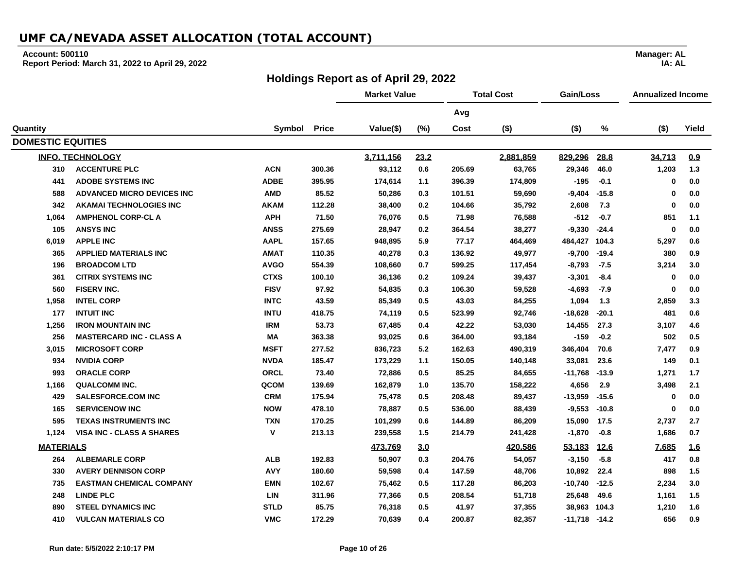# UMF CA/NEVADA ASSET ALLOCATION (TOTAL ACCOUNT)

**Account: 500110**
**Report Period: March 31, 2022 to April 29, 2022**

**Manager: AL**
**IA: AL**

## Holdings Report as of April 29, 2022

| | | | | Market Value | | Total Cost | | Gain/Loss | | Annualized Income | |
|---|---|---|---|---|---|---|---|---|---|---|---|
| | | | | | | Avg | | | | | |
| Quantity | | Symbol | Price | Value($) | (%) | Cost | ($) | ($) | % | ($) | Yield |
| **DOMESTIC EQUITIES** | | | | | | | | | | | |
| **INFO. TECHNOLOGY** | | | | 3,711,156 | 23.2 | | 2,881,859 | 829,296 | 28.8 | 34,713 | 0.9 |
| 310 | ACCENTURE PLC | ACN | 300.36 | 93,112 | 0.6 | 205.69 | 63,765 | 29,346 | 46.0 | 1,203 | 1.3 |
| 441 | ADOBE SYSTEMS INC | ADBE | 395.95 | 174,614 | 1.1 | 396.39 | 174,809 | -195 | -0.1 | 0 | 0.0 |
| 588 | ADVANCED MICRO DEVICES INC | AMD | 85.52 | 50,286 | 0.3 | 101.51 | 59,690 | -9,404 | -15.8 | 0 | 0.0 |
| 342 | AKAMAI TECHNOLOGIES INC | AKAM | 112.28 | 38,400 | 0.2 | 104.66 | 35,792 | 2,608 | 7.3 | 0 | 0.0 |
| 1,064 | AMPHENOL CORP-CL A | APH | 71.50 | 76,076 | 0.5 | 71.98 | 76,588 | -512 | -0.7 | 851 | 1.1 |
| 105 | ANSYS INC | ANSS | 275.69 | 28,947 | 0.2 | 364.54 | 38,277 | -9,330 | -24.4 | 0 | 0.0 |
| 6,019 | APPLE INC | AAPL | 157.65 | 948,895 | 5.9 | 77.17 | 464,469 | 484,427 | 104.3 | 5,297 | 0.6 |
| 365 | APPLIED MATERIALS INC | AMAT | 110.35 | 40,278 | 0.3 | 136.92 | 49,977 | -9,700 | -19.4 | 380 | 0.9 |
| 196 | BROADCOM LTD | AVGO | 554.39 | 108,660 | 0.7 | 599.25 | 117,454 | -8,793 | -7.5 | 3,214 | 3.0 |
| 361 | CITRIX SYSTEMS INC | CTXS | 100.10 | 36,136 | 0.2 | 109.24 | 39,437 | -3,301 | -8.4 | 0 | 0.0 |
| 560 | FISERV INC. | FISV | 97.92 | 54,835 | 0.3 | 106.30 | 59,528 | -4,693 | -7.9 | 0 | 0.0 |
| 1,958 | INTEL CORP | INTC | 43.59 | 85,349 | 0.5 | 43.03 | 84,255 | 1,094 | 1.3 | 2,859 | 3.3 |
| 177 | INTUIT INC | INTU | 418.75 | 74,119 | 0.5 | 523.99 | 92,746 | -18,628 | -20.1 | 481 | 0.6 |
| 1,256 | IRON MOUNTAIN INC | IRM | 53.73 | 67,485 | 0.4 | 42.22 | 53,030 | 14,455 | 27.3 | 3,107 | 4.6 |
| 256 | MASTERCARD INC - CLASS A | MA | 363.38 | 93,025 | 0.6 | 364.00 | 93,184 | -159 | -0.2 | 502 | 0.5 |
| 3,015 | MICROSOFT CORP | MSFT | 277.52 | 836,723 | 5.2 | 162.63 | 490,319 | 346,404 | 70.6 | 7,477 | 0.9 |
| 934 | NVIDIA CORP | NVDA | 185.47 | 173,229 | 1.1 | 150.05 | 140,148 | 33,081 | 23.6 | 149 | 0.1 |
| 993 | ORACLE CORP | ORCL | 73.40 | 72,886 | 0.5 | 85.25 | 84,655 | -11,768 | -13.9 | 1,271 | 1.7 |
| 1,166 | QUALCOMM INC. | QCOM | 139.69 | 162,879 | 1.0 | 135.70 | 158,222 | 4,656 | 2.9 | 3,498 | 2.1 |
| 429 | SALESFORCE.COM INC | CRM | 175.94 | 75,478 | 0.5 | 208.48 | 89,437 | -13,959 | -15.6 | 0 | 0.0 |
| 165 | SERVICENOW INC | NOW | 478.10 | 78,887 | 0.5 | 536.00 | 88,439 | -9,553 | -10.8 | 0 | 0.0 |
| 595 | TEXAS INSTRUMENTS INC | TXN | 170.25 | 101,299 | 0.6 | 144.89 | 86,209 | 15,090 | 17.5 | 2,737 | 2.7 |
| 1,124 | VISA INC - CLASS A SHARES | V | 213.13 | 239,558 | 1.5 | 214.79 | 241,428 | -1,870 | -0.8 | 1,686 | 0.7 |
| **MATERIALS** | | | | 473,769 | 3.0 | | 420,586 | 53,183 | 12.6 | 7,685 | 1.6 |
| 264 | ALBEMARLE CORP | ALB | 192.83 | 50,907 | 0.3 | 204.76 | 54,057 | -3,150 | -5.8 | 417 | 0.8 |
| 330 | AVERY DENNISON CORP | AVY | 180.60 | 59,598 | 0.4 | 147.59 | 48,706 | 10,892 | 22.4 | 898 | 1.5 |
| 735 | EASTMAN CHEMICAL COMPANY | EMN | 102.67 | 75,462 | 0.5 | 117.28 | 86,203 | -10,740 | -12.5 | 2,234 | 3.0 |
| 248 | LINDE PLC | LIN | 311.96 | 77,366 | 0.5 | 208.54 | 51,718 | 25,648 | 49.6 | 1,161 | 1.5 |
| 890 | STEEL DYNAMICS INC | STLD | 85.75 | 76,318 | 0.5 | 41.97 | 37,355 | 38,963 | 104.3 | 1,210 | 1.6 |
| 410 | VULCAN MATERIALS CO | VMC | 172.29 | 70,639 | 0.4 | 200.87 | 82,357 | -11,718 | -14.2 | 656 | 0.9 |

Run date: 5/5/2022 2:10:17 PM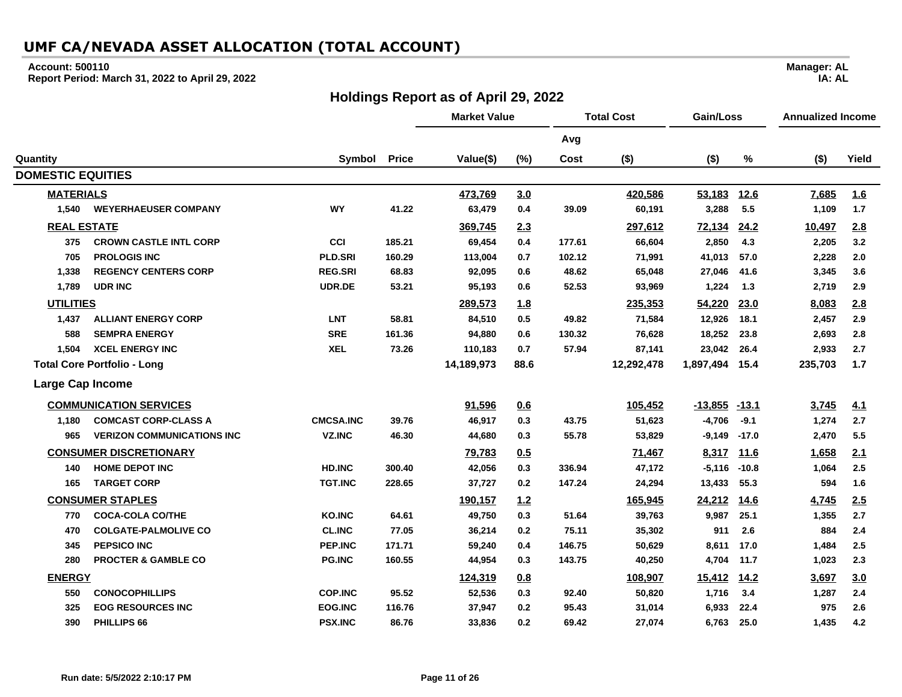# UMF CA/NEVADA ASSET ALLOCATION (TOTAL ACCOUNT)

**Account: 500110**
**Report Period: March 31, 2022 to April 29, 2022**

**Manager: AL**
**IA: AL**

## Holdings Report as of April 29, 2022

| Quantity | | Symbol | Price | Market Value Value($) | Market Value (%) | Total Cost Avg Cost | Total Cost ($) | Gain/Loss ($) | Gain/Loss % | Annualized Income ($) | Annualized Income Yield |
|---|---|---|---|---|---|---|---|---|---|---|---|
| **DOMESTIC EQUITIES** | | | | | | | | | | | |
| **MATERIALS** | | | | **473,769** | **3.0** | | **420,586** | **53,183** | **12.6** | **7,685** | **1.6** |
| 1,540 | WEYERHAEUSER COMPANY | WY | 41.22 | 63,479 | 0.4 | 39.09 | 60,191 | 3,288 | 5.5 | 1,109 | 1.7 |
| **REAL ESTATE** | | | | **369,745** | **2.3** | | **297,612** | **72,134** | **24.2** | **10,497** | **2.8** |
| 375 | CROWN CASTLE INTL CORP | CCI | 185.21 | 69,454 | 0.4 | 177.61 | 66,604 | 2,850 | 4.3 | 2,205 | 3.2 |
| 705 | PROLOGIS INC | PLD.SRI | 160.29 | 113,004 | 0.7 | 102.12 | 71,991 | 41,013 | 57.0 | 2,228 | 2.0 |
| 1,338 | REGENCY CENTERS CORP | REG.SRI | 68.83 | 92,095 | 0.6 | 48.62 | 65,048 | 27,046 | 41.6 | 3,345 | 3.6 |
| 1,789 | UDR INC | UDR.DE | 53.21 | 95,193 | 0.6 | 52.53 | 93,969 | 1,224 | 1.3 | 2,719 | 2.9 |
| **UTILITIES** | | | | **289,573** | **1.8** | | **235,353** | **54,220** | **23.0** | **8,083** | **2.8** |
| 1,437 | ALLIANT ENERGY CORP | LNT | 58.81 | 84,510 | 0.5 | 49.82 | 71,584 | 12,926 | 18.1 | 2,457 | 2.9 |
| 588 | SEMPRA ENERGY | SRE | 161.36 | 94,880 | 0.6 | 130.32 | 76,628 | 18,252 | 23.8 | 2,693 | 2.8 |
| 1,504 | XCEL ENERGY INC | XEL | 73.26 | 110,183 | 0.7 | 57.94 | 87,141 | 23,042 | 26.4 | 2,933 | 2.7 |
| **Total Core Portfolio - Long** | | | | **14,189,973** | **88.6** | | **12,292,478** | **1,897,494** | **15.4** | **235,703** | **1.7** |
| **Large Cap Income** | | | | | | | | | | | |
| **COMMUNICATION SERVICES** | | | | **91,596** | **0.6** | | **105,452** | **-13,855** | **-13.1** | **3,745** | **4.1** |
| 1,180 | COMCAST CORP-CLASS A | CMCSA.INC | 39.76 | 46,917 | 0.3 | 43.75 | 51,623 | -4,706 | -9.1 | 1,274 | 2.7 |
| 965 | VERIZON COMMUNICATIONS INC | VZ.INC | 46.30 | 44,680 | 0.3 | 55.78 | 53,829 | -9,149 | -17.0 | 2,470 | 5.5 |
| **CONSUMER DISCRETIONARY** | | | | **79,783** | **0.5** | | **71,467** | **8,317** | **11.6** | **1,658** | **2.1** |
| 140 | HOME DEPOT INC | HD.INC | 300.40 | 42,056 | 0.3 | 336.94 | 47,172 | -5,116 | -10.8 | 1,064 | 2.5 |
| 165 | TARGET CORP | TGT.INC | 228.65 | 37,727 | 0.2 | 147.24 | 24,294 | 13,433 | 55.3 | 594 | 1.6 |
| **CONSUMER STAPLES** | | | | **190,157** | **1.2** | | **165,945** | **24,212** | **14.6** | **4,745** | **2.5** |
| 770 | COCA-COLA CO/THE | KO.INC | 64.61 | 49,750 | 0.3 | 51.64 | 39,763 | 9,987 | 25.1 | 1,355 | 2.7 |
| 470 | COLGATE-PALMOLIVE CO | CL.INC | 77.05 | 36,214 | 0.2 | 75.11 | 35,302 | 911 | 2.6 | 884 | 2.4 |
| 345 | PEPSICO INC | PEP.INC | 171.71 | 59,240 | 0.4 | 146.75 | 50,629 | 8,611 | 17.0 | 1,484 | 2.5 |
| 280 | PROCTER & GAMBLE CO | PG.INC | 160.55 | 44,954 | 0.3 | 143.75 | 40,250 | 4,704 | 11.7 | 1,023 | 2.3 |
| **ENERGY** | | | | **124,319** | **0.8** | | **108,907** | **15,412** | **14.2** | **3,697** | **3.0** |
| 550 | CONOCOPHILLIPS | COP.INC | 95.52 | 52,536 | 0.3 | 92.40 | 50,820 | 1,716 | 3.4 | 1,287 | 2.4 |
| 325 | EOG RESOURCES INC | EOG.INC | 116.76 | 37,947 | 0.2 | 95.43 | 31,014 | 6,933 | 22.4 | 975 | 2.6 |
| 390 | PHILLIPS 66 | PSX.INC | 86.76 | 33,836 | 0.2 | 69.42 | 27,074 | 6,763 | 25.0 | 1,435 | 4.2 |

Run date: 5/5/2022 2:10:17 PM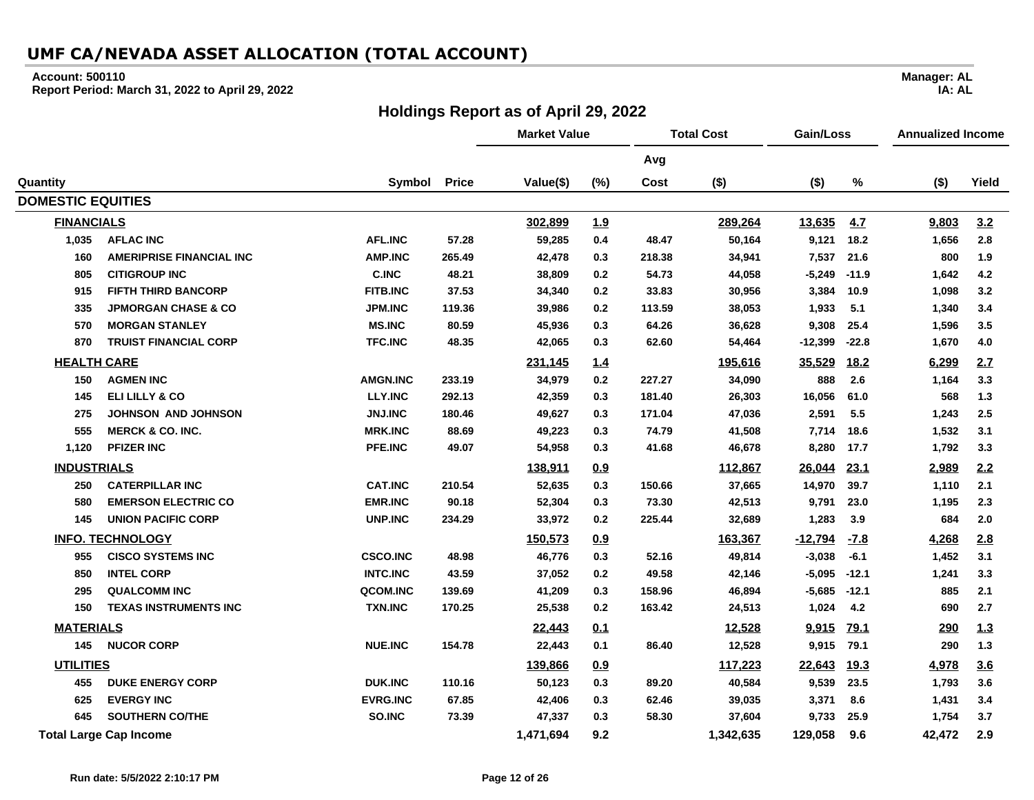# UMF CA/NEVADA ASSET ALLOCATION (TOTAL ACCOUNT)

**Account: 500110**
**Report Period: March 31, 2022 to April 29, 2022**

**Manager: AL**
**IA: AL**

## Holdings Report as of April 29, 2022

| Quantity | | Symbol | Price | Market Value Value($) | Market Value (%) | Total Cost Avg Cost | Total Cost ($) | Gain/Loss ($) | Gain/Loss % | Annualized Income ($) | Annualized Income Yield |
|---|---|---|---|---|---|---|---|---|---|---|---|
| **DOMESTIC EQUITIES** | | | | | | | | | | | |
| **FINANCIALS** | | | | 302,899 | 1.9 | | 289,264 | 13,635 | 4.7 | 9,803 | 3.2 |
| 1,035 | AFLAC INC | AFL.INC | 57.28 | 59,285 | 0.4 | 48.47 | 50,164 | 9,121 | 18.2 | 1,656 | 2.8 |
| 160 | AMERIPRISE FINANCIAL INC | AMP.INC | 265.49 | 42,478 | 0.3 | 218.38 | 34,941 | 7,537 | 21.6 | 800 | 1.9 |
| 805 | CITIGROUP INC | C.INC | 48.21 | 38,809 | 0.2 | 54.73 | 44,058 | -5,249 | -11.9 | 1,642 | 4.2 |
| 915 | FIFTH THIRD BANCORP | FITB.INC | 37.53 | 34,340 | 0.2 | 33.83 | 30,956 | 3,384 | 10.9 | 1,098 | 3.2 |
| 335 | JPMORGAN CHASE & CO | JPM.INC | 119.36 | 39,986 | 0.2 | 113.59 | 38,053 | 1,933 | 5.1 | 1,340 | 3.4 |
| 570 | MORGAN STANLEY | MS.INC | 80.59 | 45,936 | 0.3 | 64.26 | 36,628 | 9,308 | 25.4 | 1,596 | 3.5 |
| 870 | TRUIST FINANCIAL CORP | TFC.INC | 48.35 | 42,065 | 0.3 | 62.60 | 54,464 | -12,399 | -22.8 | 1,670 | 4.0 |
| **HEALTH CARE** | | | | 231,145 | 1.4 | | 195,616 | 35,529 | 18.2 | 6,299 | 2.7 |
| 150 | AGMEN INC | AMGN.INC | 233.19 | 34,979 | 0.2 | 227.27 | 34,090 | 888 | 2.6 | 1,164 | 3.3 |
| 145 | ELI LILLY & CO | LLY.INC | 292.13 | 42,359 | 0.3 | 181.40 | 26,303 | 16,056 | 61.0 | 568 | 1.3 |
| 275 | JOHNSON AND JOHNSON | JNJ.INC | 180.46 | 49,627 | 0.3 | 171.04 | 47,036 | 2,591 | 5.5 | 1,243 | 2.5 |
| 555 | MERCK & CO. INC. | MRK.INC | 88.69 | 49,223 | 0.3 | 74.79 | 41,508 | 7,714 | 18.6 | 1,532 | 3.1 |
| 1,120 | PFIZER INC | PFE.INC | 49.07 | 54,958 | 0.3 | 41.68 | 46,678 | 8,280 | 17.7 | 1,792 | 3.3 |
| **INDUSTRIALS** | | | | 138,911 | 0.9 | | 112,867 | 26,044 | 23.1 | 2,989 | 2.2 |
| 250 | CATERPILLAR INC | CAT.INC | 210.54 | 52,635 | 0.3 | 150.66 | 37,665 | 14,970 | 39.7 | 1,110 | 2.1 |
| 580 | EMERSON ELECTRIC CO | EMR.INC | 90.18 | 52,304 | 0.3 | 73.30 | 42,513 | 9,791 | 23.0 | 1,195 | 2.3 |
| 145 | UNION PACIFIC CORP | UNP.INC | 234.29 | 33,972 | 0.2 | 225.44 | 32,689 | 1,283 | 3.9 | 684 | 2.0 |
| **INFO. TECHNOLOGY** | | | | 150,573 | 0.9 | | 163,367 | -12,794 | -7.8 | 4,268 | 2.8 |
| 955 | CISCO SYSTEMS INC | CSCO.INC | 48.98 | 46,776 | 0.3 | 52.16 | 49,814 | -3,038 | -6.1 | 1,452 | 3.1 |
| 850 | INTEL CORP | INTC.INC | 43.59 | 37,052 | 0.2 | 49.58 | 42,146 | -5,095 | -12.1 | 1,241 | 3.3 |
| 295 | QUALCOMM INC | QCOM.INC | 139.69 | 41,209 | 0.3 | 158.96 | 46,894 | -5,685 | -12.1 | 885 | 2.1 |
| 150 | TEXAS INSTRUMENTS INC | TXN.INC | 170.25 | 25,538 | 0.2 | 163.42 | 24,513 | 1,024 | 4.2 | 690 | 2.7 |
| **MATERIALS** | | | | 22,443 | 0.1 | | 12,528 | 9,915 | 79.1 | 290 | 1.3 |
| 145 | NUCOR CORP | NUE.INC | 154.78 | 22,443 | 0.1 | 86.40 | 12,528 | 9,915 | 79.1 | 290 | 1.3 |
| **UTILITIES** | | | | 139,866 | 0.9 | | 117,223 | 22,643 | 19.3 | 4,978 | 3.6 |
| 455 | DUKE ENERGY CORP | DUK.INC | 110.16 | 50,123 | 0.3 | 89.20 | 40,584 | 9,539 | 23.5 | 1,793 | 3.6 |
| 625 | EVERGY INC | EVRG.INC | 67.85 | 42,406 | 0.3 | 62.46 | 39,035 | 3,371 | 8.6 | 1,431 | 3.4 |
| 645 | SOUTHERN CO/THE | SO.INC | 73.39 | 47,337 | 0.3 | 58.30 | 37,604 | 9,733 | 25.9 | 1,754 | 3.7 |
| **Total Large Cap Income** | | | | 1,471,694 | 9.2 | | 1,342,635 | 129,058 | 9.6 | 42,472 | 2.9 |

Run date: 5/5/2022 2:10:17 PM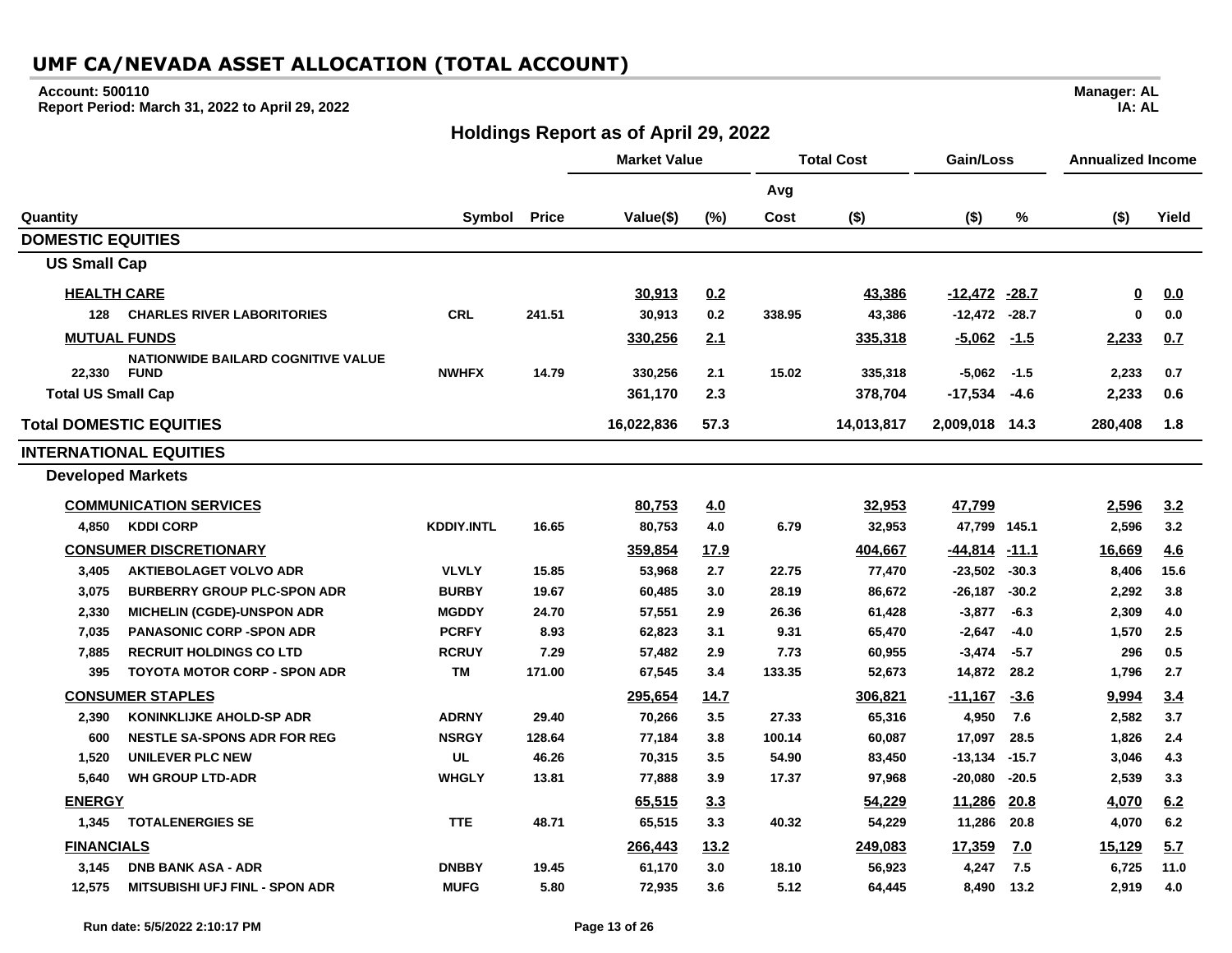# UMF CA/NEVADA ASSET ALLOCATION (TOTAL ACCOUNT)

**Account: 500110**
**Report Period: March 31, 2022 to April 29, 2022**

**Manager: AL**
**IA: AL**

## Holdings Report as of April 29, 2022

| | | | | Market Value | | Total Cost | | Gain/Loss | | Annualized Income | |
|---|---|---|---|---|---|---|---|---|---|---|---|
| | | | | | | Avg | | | | | |
| Quantity | | Symbol | Price | Value($) | (%) | Cost | ($) | ($) | % | ($) | Yield |
| **DOMESTIC EQUITIES** | | | | | | | | | | | |
| **US Small Cap** | | | | | | | | | | | |
| **HEALTH CARE** | | | | 30,913 | 0.2 | | 43,386 | -12,472 | -28.7 | 0 | 0.0 |
| 128 | CHARLES RIVER LABORITORIES | CRL | 241.51 | 30,913 | 0.2 | 338.95 | 43,386 | -12,472 | -28.7 | 0 | 0.0 |
| **MUTUAL FUNDS** | | | | 330,256 | 2.1 | | 335,318 | -5,062 | -1.5 | 2,233 | 0.7 |
| 22,330 | NATIONWIDE BAILARD COGNITIVE VALUE FUND | NWHFX | 14.79 | 330,256 | 2.1 | 15.02 | 335,318 | -5,062 | -1.5 | 2,233 | 0.7 |
| **Total US Small Cap** | | | | 361,170 | 2.3 | | 378,704 | -17,534 | -4.6 | 2,233 | 0.6 |
| **Total DOMESTIC EQUITIES** | | | | 16,022,836 | 57.3 | | 14,013,817 | 2,009,018 | 14.3 | 280,408 | 1.8 |
| **INTERNATIONAL EQUITIES** | | | | | | | | | | | |
| **Developed Markets** | | | | | | | | | | | |
| **COMMUNICATION SERVICES** | | | | 80,753 | 4.0 | | 32,953 | 47,799 | | 2,596 | 3.2 |
| 4,850 | KDDI CORP | KDDIY.INTL | 16.65 | 80,753 | 4.0 | 6.79 | 32,953 | 47,799 | 145.1 | 2,596 | 3.2 |
| **CONSUMER DISCRETIONARY** | | | | 359,854 | 17.9 | | 404,667 | -44,814 | -11.1 | 16,669 | 4.6 |
| 3,405 | AKTIEBOLAGET VOLVO ADR | VLVLY | 15.85 | 53,968 | 2.7 | 22.75 | 77,470 | -23,502 | -30.3 | 8,406 | 15.6 |
| 3,075 | BURBERRY GROUP PLC-SPON ADR | BURBY | 19.67 | 60,485 | 3.0 | 28.19 | 86,672 | -26,187 | -30.2 | 2,292 | 3.8 |
| 2,330 | MICHELIN (CGDE)-UNSPON ADR | MGDDY | 24.70 | 57,551 | 2.9 | 26.36 | 61,428 | -3,877 | -6.3 | 2,309 | 4.0 |
| 7,035 | PANASONIC CORP -SPON ADR | PCRFY | 8.93 | 62,823 | 3.1 | 9.31 | 65,470 | -2,647 | -4.0 | 1,570 | 2.5 |
| 7,885 | RECRUIT HOLDINGS CO LTD | RCRUY | 7.29 | 57,482 | 2.9 | 7.73 | 60,955 | -3,474 | -5.7 | 296 | 0.5 |
| 395 | TOYOTA MOTOR CORP - SPON ADR | TM | 171.00 | 67,545 | 3.4 | 133.35 | 52,673 | 14,872 | 28.2 | 1,796 | 2.7 |
| **CONSUMER STAPLES** | | | | 295,654 | 14.7 | | 306,821 | -11,167 | -3.6 | 9,994 | 3.4 |
| 2,390 | KONINKLIJKE AHOLD-SP ADR | ADRNY | 29.40 | 70,266 | 3.5 | 27.33 | 65,316 | 4,950 | 7.6 | 2,582 | 3.7 |
| 600 | NESTLE SA-SPONS ADR FOR REG | NSRGY | 128.64 | 77,184 | 3.8 | 100.14 | 60,087 | 17,097 | 28.5 | 1,826 | 2.4 |
| 1,520 | UNILEVER PLC NEW | UL | 46.26 | 70,315 | 3.5 | 54.90 | 83,450 | -13,134 | -15.7 | 3,046 | 4.3 |
| 5,640 | WH GROUP LTD-ADR | WHGLY | 13.81 | 77,888 | 3.9 | 17.37 | 97,968 | -20,080 | -20.5 | 2,539 | 3.3 |
| **ENERGY** | | | | 65,515 | 3.3 | | 54,229 | 11,286 | 20.8 | 4,070 | 6.2 |
| 1,345 | TOTALENERGIES SE | TTE | 48.71 | 65,515 | 3.3 | 40.32 | 54,229 | 11,286 | 20.8 | 4,070 | 6.2 |
| **FINANCIALS** | | | | 266,443 | 13.2 | | 249,083 | 17,359 | 7.0 | 15,129 | 5.7 |
| 3,145 | DNB BANK ASA - ADR | DNBBY | 19.45 | 61,170 | 3.0 | 18.10 | 56,923 | 4,247 | 7.5 | 6,725 | 11.0 |
| 12,575 | MITSUBISHI UFJ FINL - SPON ADR | MUFG | 5.80 | 72,935 | 3.6 | 5.12 | 64,445 | 8,490 | 13.2 | 2,919 | 4.0 |

Run date: 5/5/2022 2:10:17 PM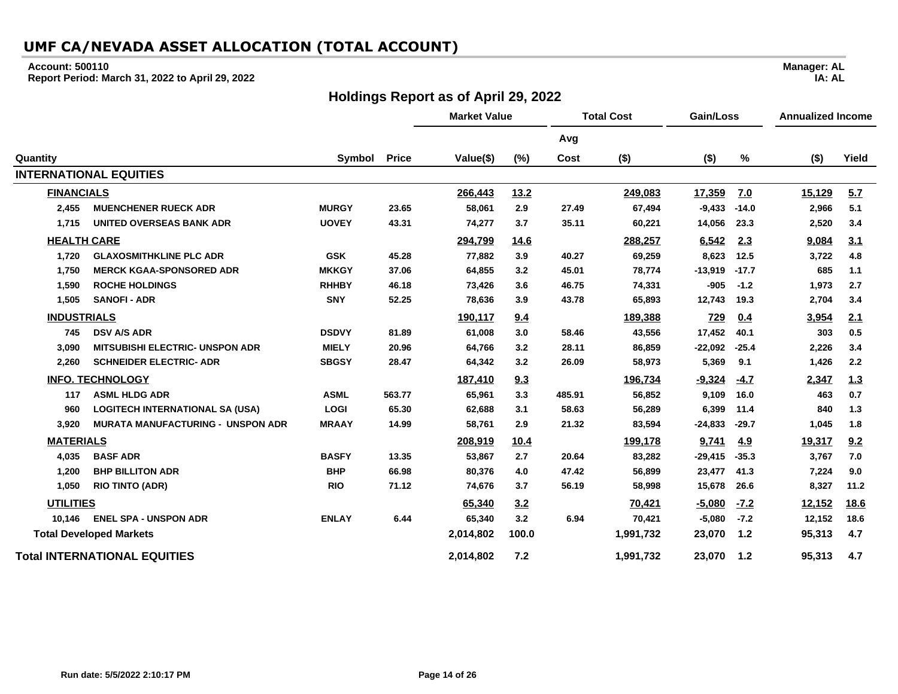# UMF CA/NEVADA ASSET ALLOCATION (TOTAL ACCOUNT)

**Account: 500110**
**Report Period: March 31, 2022 to April 29, 2022**

**Manager: AL**
**IA: AL**

## Holdings Report as of April 29, 2022

| Quantity | | Symbol | Price | Market Value | | Total Cost | | Gain/Loss | | Annualized Income | |
|---|---|---|---|---|---|---|---|---|---|---|---|
| | | | | Value($) | (%) | Avg Cost | ($) | ($) | % | ($) | Yield |
| **INTERNATIONAL EQUITIES** | | | | | | | | | | | |
| **FINANCIALS** | | | | 266,443 | 13.2 | | 249,083 | 17,359 | 7.0 | 15,129 | 5.7 |
| 2,455 | MUENCHENER RUECK ADR | MURGY | 23.65 | 58,061 | 2.9 | 27.49 | 67,494 | -9,433 | -14.0 | 2,966 | 5.1 |
| 1,715 | UNITED OVERSEAS BANK ADR | UOVEY | 43.31 | 74,277 | 3.7 | 35.11 | 60,221 | 14,056 | 23.3 | 2,520 | 3.4 |
| **HEALTH CARE** | | | | 294,799 | 14.6 | | 288,257 | 6,542 | 2.3 | 9,084 | 3.1 |
| 1,720 | GLAXOSMITHKLINE PLC ADR | GSK | 45.28 | 77,882 | 3.9 | 40.27 | 69,259 | 8,623 | 12.5 | 3,722 | 4.8 |
| 1,750 | MERCK KGAA-SPONSORED ADR | MKKGY | 37.06 | 64,855 | 3.2 | 45.01 | 78,774 | -13,919 | -17.7 | 685 | 1.1 |
| 1,590 | ROCHE HOLDINGS | RHHBY | 46.18 | 73,426 | 3.6 | 46.75 | 74,331 | -905 | -1.2 | 1,973 | 2.7 |
| 1,505 | SANOFI - ADR | SNY | 52.25 | 78,636 | 3.9 | 43.78 | 65,893 | 12,743 | 19.3 | 2,704 | 3.4 |
| **INDUSTRIALS** | | | | 190,117 | 9.4 | | 189,388 | 729 | 0.4 | 3,954 | 2.1 |
| 745 | DSV A/S ADR | DSDVY | 81.89 | 61,008 | 3.0 | 58.46 | 43,556 | 17,452 | 40.1 | 303 | 0.5 |
| 3,090 | MITSUBISHI ELECTRIC- UNSPON ADR | MIELY | 20.96 | 64,766 | 3.2 | 28.11 | 86,859 | -22,092 | -25.4 | 2,226 | 3.4 |
| 2,260 | SCHNEIDER ELECTRIC- ADR | SBGSY | 28.47 | 64,342 | 3.2 | 26.09 | 58,973 | 5,369 | 9.1 | 1,426 | 2.2 |
| **INFO. TECHNOLOGY** | | | | 187,410 | 9.3 | | 196,734 | -9,324 | -4.7 | 2,347 | 1.3 |
| 117 | ASML HLDG ADR | ASML | 563.77 | 65,961 | 3.3 | 485.91 | 56,852 | 9,109 | 16.0 | 463 | 0.7 |
| 960 | LOGITECH INTERNATIONAL SA (USA) | LOGI | 65.30 | 62,688 | 3.1 | 58.63 | 56,289 | 6,399 | 11.4 | 840 | 1.3 |
| 3,920 | MURATA MANUFACTURING - UNSPON ADR | MRAAY | 14.99 | 58,761 | 2.9 | 21.32 | 83,594 | -24,833 | -29.7 | 1,045 | 1.8 |
| **MATERIALS** | | | | 208,919 | 10.4 | | 199,178 | 9,741 | 4.9 | 19,317 | 9.2 |
| 4,035 | BASF ADR | BASFY | 13.35 | 53,867 | 2.7 | 20.64 | 83,282 | -29,415 | -35.3 | 3,767 | 7.0 |
| 1,200 | BHP BILLITON ADR | BHP | 66.98 | 80,376 | 4.0 | 47.42 | 56,899 | 23,477 | 41.3 | 7,224 | 9.0 |
| 1,050 | RIO TINTO (ADR) | RIO | 71.12 | 74,676 | 3.7 | 56.19 | 58,998 | 15,678 | 26.6 | 8,327 | 11.2 |
| **UTILITIES** | | | | 65,340 | 3.2 | | 70,421 | -5,080 | -7.2 | 12,152 | 18.6 |
| 10,146 | ENEL SPA - UNSPON ADR | ENLAY | 6.44 | 65,340 | 3.2 | 6.94 | 70,421 | -5,080 | -7.2 | 12,152 | 18.6 |
| **Total Developed Markets** | | | | 2,014,802 | 100.0 | | 1,991,732 | 23,070 | 1.2 | 95,313 | 4.7 |
| **Total INTERNATIONAL EQUITIES** | | | | 2,014,802 | 7.2 | | 1,991,732 | 23,070 | 1.2 | 95,313 | 4.7 |

**Run date: 5/5/2022 2:10:17 PM**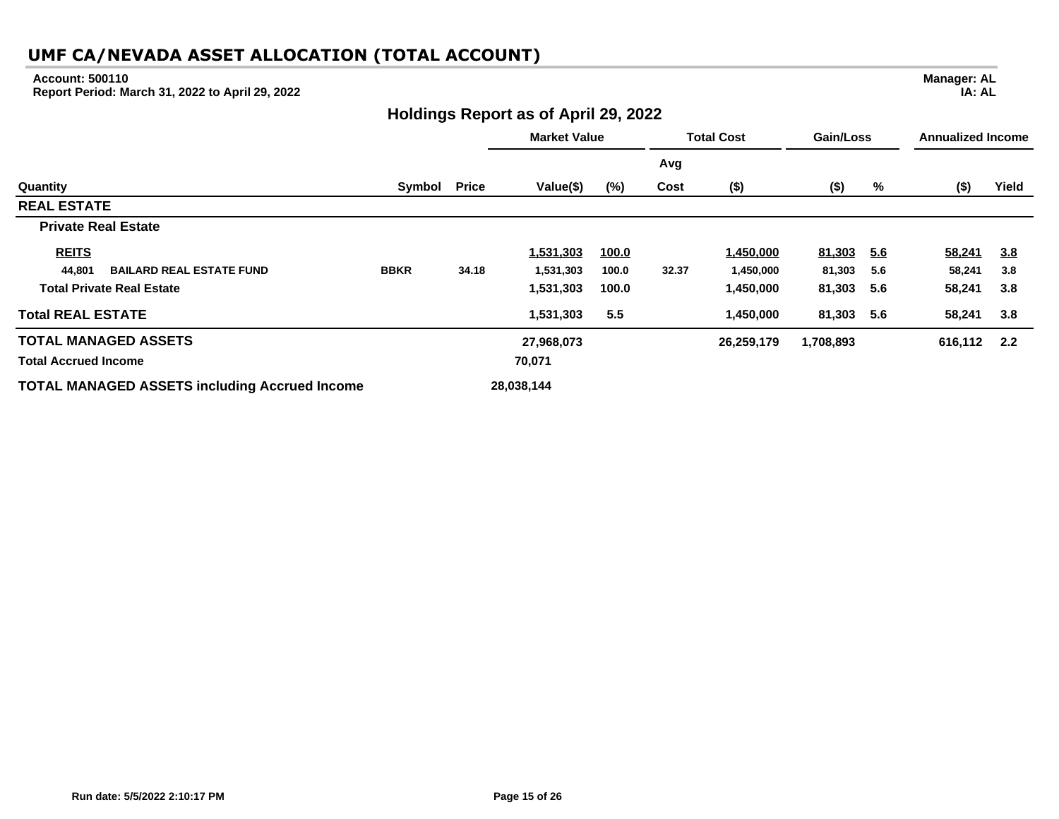# UMF CA/NEVADA ASSET ALLOCATION (TOTAL ACCOUNT)

**Account: 500110**
**Report Period: March 31, 2022 to April 29, 2022**

**Manager: AL**
**IA: AL**

## Holdings Report as of April 29, 2022

| Quantity | | Symbol | Price | Market Value | | Total Cost | | Gain/Loss | | Annualized Income | |
|---|---|---|---|---|---|---|---|---|---|---|---|
| | | | | Value($) | (%) | Avg Cost | ($) | ($) | % | ($) | Yield |
| **REAL ESTATE** | | | | | | | | | | | |
| **Private Real Estate** | | | | | | | | | | | |
| **REITS** | | | | 1,531,303 | 100.0 | | 1,450,000 | 81,303 | 5.6 | 58,241 | 3.8 |
| 44,801 | BAILARD REAL ESTATE FUND | BBKR | 34.18 | 1,531,303 | 100.0 | 32.37 | 1,450,000 | 81,303 | 5.6 | 58,241 | 3.8 |
| **Total Private Real Estate** | | | | 1,531,303 | 100.0 | | 1,450,000 | 81,303 | 5.6 | 58,241 | 3.8 |
| **Total REAL ESTATE** | | | | 1,531,303 | 5.5 | | 1,450,000 | 81,303 | 5.6 | 58,241 | 3.8 |
| **TOTAL MANAGED ASSETS** | | | | 27,968,073 | | | 26,259,179 | 1,708,893 | | 616,112 | 2.2 |
| **Total Accrued Income** | | | | 70,071 | | | | | | | |
| **TOTAL MANAGED ASSETS including Accrued Income** | | | | 28,038,144 | | | | | | | |

Run date: 5/5/2022 2:10:17 PM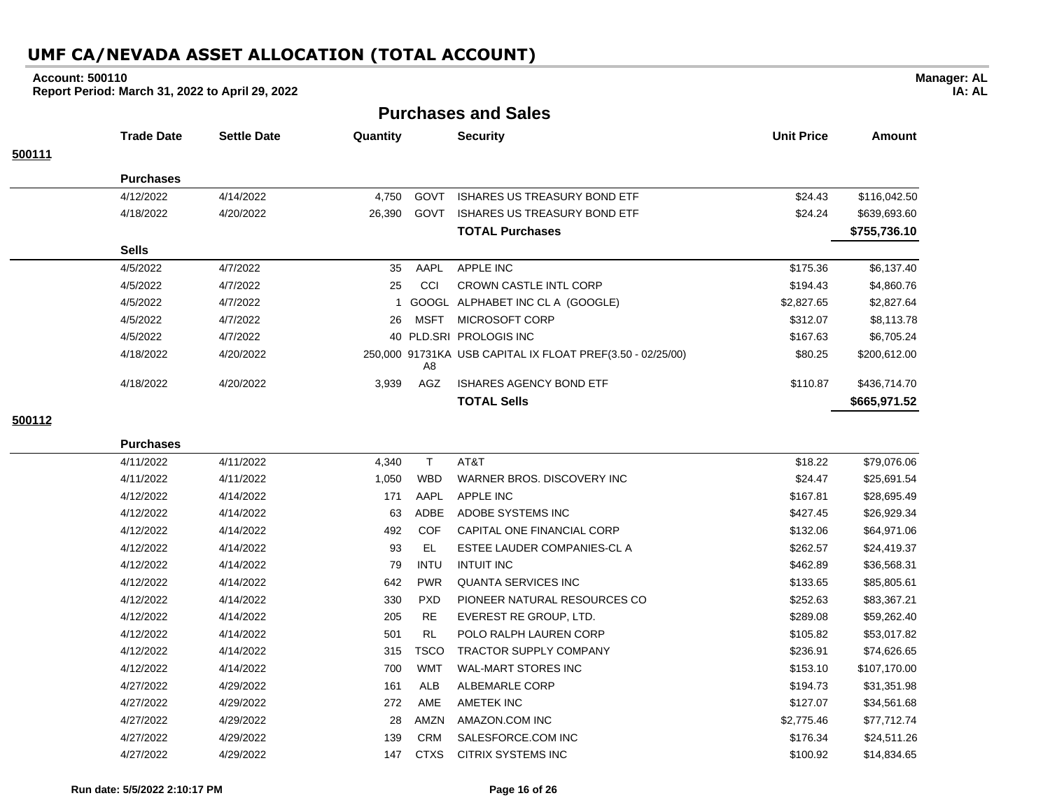# UMF CA/NEVADA ASSET ALLOCATION (TOTAL ACCOUNT)

**Account: 500110** **Manager: AL**
**Report Period: March 31, 2022 to April 29, 2022** **IA: AL**

## Purchases and Sales

| | Trade Date | Settle Date | Quantity | | Security | Unit Price | Amount |
|---|---|---|---|---|---|---|---|
| **500111** | | | | | | | |
| | **Purchases** | | | | | | |
| | 4/12/2022 | 4/14/2022 | 4,750 | GOVT | ISHARES US TREASURY BOND ETF | $24.43 | $116,042.50 |
| | 4/18/2022 | 4/20/2022 | 26,390 | GOVT | ISHARES US TREASURY BOND ETF | $24.24 | $639,693.60 |
| | | | | | **TOTAL Purchases** | | **$755,736.10** |
| | **Sells** | | | | | | |
| | 4/5/2022 | 4/7/2022 | 35 | AAPL | APPLE INC | $175.36 | $6,137.40 |
| | 4/5/2022 | 4/7/2022 | 25 | CCI | CROWN CASTLE INTL CORP | $194.43 | $4,860.76 |
| | 4/5/2022 | 4/7/2022 | 1 | GOOGL | ALPHABET INC CL A (GOOGLE) | $2,827.65 | $2,827.64 |
| | 4/5/2022 | 4/7/2022 | 26 | MSFT | MICROSOFT CORP | $312.07 | $8,113.78 |
| | 4/5/2022 | 4/7/2022 | 40 | PLD.SRI | PROLOGIS INC | $167.63 | $6,705.24 |
| | 4/18/2022 | 4/20/2022 | 250,000 | 91731KAA8 | USB CAPITAL IX FLOAT PREF(3.50 - 02/25/00) | $80.25 | $200,612.00 |
| | 4/18/2022 | 4/20/2022 | 3,939 | AGZ | ISHARES AGENCY BOND ETF | $110.87 | $436,714.70 |
| | | | | | **TOTAL Sells** | | **$665,971.52** |
| **500112** | | | | | | | |
| | **Purchases** | | | | | | |
| | 4/11/2022 | 4/11/2022 | 4,340 | T | AT&T | $18.22 | $79,076.06 |
| | 4/11/2022 | 4/11/2022 | 1,050 | WBD | WARNER BROS. DISCOVERY INC | $24.47 | $25,691.54 |
| | 4/12/2022 | 4/14/2022 | 171 | AAPL | APPLE INC | $167.81 | $28,695.49 |
| | 4/12/2022 | 4/14/2022 | 63 | ADBE | ADOBE SYSTEMS INC | $427.45 | $26,929.34 |
| | 4/12/2022 | 4/14/2022 | 492 | COF | CAPITAL ONE FINANCIAL CORP | $132.06 | $64,971.06 |
| | 4/12/2022 | 4/14/2022 | 93 | EL | ESTEE LAUDER COMPANIES-CL A | $262.57 | $24,419.37 |
| | 4/12/2022 | 4/14/2022 | 79 | INTU | INTUIT INC | $462.89 | $36,568.31 |
| | 4/12/2022 | 4/14/2022 | 642 | PWR | QUANTA SERVICES INC | $133.65 | $85,805.61 |
| | 4/12/2022 | 4/14/2022 | 330 | PXD | PIONEER NATURAL RESOURCES CO | $252.63 | $83,367.21 |
| | 4/12/2022 | 4/14/2022 | 205 | RE | EVEREST RE GROUP, LTD. | $289.08 | $59,262.40 |
| | 4/12/2022 | 4/14/2022 | 501 | RL | POLO RALPH LAUREN CORP | $105.82 | $53,017.82 |
| | 4/12/2022 | 4/14/2022 | 315 | TSCO | TRACTOR SUPPLY COMPANY | $236.91 | $74,626.65 |
| | 4/12/2022 | 4/14/2022 | 700 | WMT | WAL-MART STORES INC | $153.10 | $107,170.00 |
| | 4/27/2022 | 4/29/2022 | 161 | ALB | ALBEMARLE CORP | $194.73 | $31,351.98 |
| | 4/27/2022 | 4/29/2022 | 272 | AME | AMETEK INC | $127.07 | $34,561.68 |
| | 4/27/2022 | 4/29/2022 | 28 | AMZN | AMAZON.COM INC | $2,775.46 | $77,712.74 |
| | 4/27/2022 | 4/29/2022 | 139 | CRM | SALESFORCE.COM INC | $176.34 | $24,511.26 |
| | 4/27/2022 | 4/29/2022 | 147 | CTXS | CITRIX SYSTEMS INC | $100.92 | $14,834.65 |

**Run date: 5/5/2022 2:10:17 PM**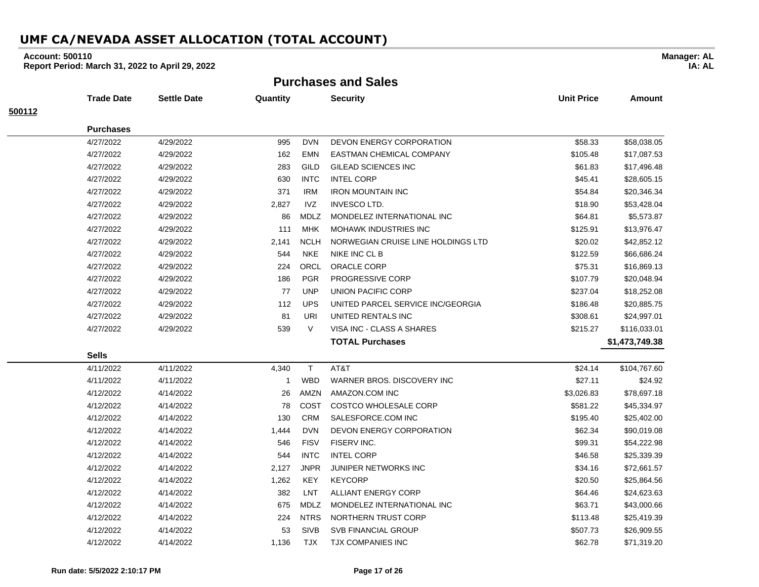# UMF CA/NEVADA ASSET ALLOCATION (TOTAL ACCOUNT)

**Account: 500110**
**Report Period: March 31, 2022 to April 29, 2022**

**Manager: AL**
**IA: AL**

## Purchases and Sales

**500112**

| | Trade Date | Settle Date | Quantity | | Security | Unit Price | Amount |
|---|---|---|---|---|---|---|---|
| | **Purchases** | | | | | | |
| | 4/27/2022 | 4/29/2022 | 995 | DVN | DEVON ENERGY CORPORATION | $58.33 | $58,038.05 |
| | 4/27/2022 | 4/29/2022 | 162 | EMN | EASTMAN CHEMICAL COMPANY | $105.48 | $17,087.53 |
| | 4/27/2022 | 4/29/2022 | 283 | GILD | GILEAD SCIENCES INC | $61.83 | $17,496.48 |
| | 4/27/2022 | 4/29/2022 | 630 | INTC | INTEL CORP | $45.41 | $28,605.15 |
| | 4/27/2022 | 4/29/2022 | 371 | IRM | IRON MOUNTAIN INC | $54.84 | $20,346.34 |
| | 4/27/2022 | 4/29/2022 | 2,827 | IVZ | INVESCO LTD. | $18.90 | $53,428.04 |
| | 4/27/2022 | 4/29/2022 | 86 | MDLZ | MONDELEZ INTERNATIONAL INC | $64.81 | $5,573.87 |
| | 4/27/2022 | 4/29/2022 | 111 | MHK | MOHAWK INDUSTRIES INC | $125.91 | $13,976.47 |
| | 4/27/2022 | 4/29/2022 | 2,141 | NCLH | NORWEGIAN CRUISE LINE HOLDINGS LTD | $20.02 | $42,852.12 |
| | 4/27/2022 | 4/29/2022 | 544 | NKE | NIKE INC CL B | $122.59 | $66,686.24 |
| | 4/27/2022 | 4/29/2022 | 224 | ORCL | ORACLE CORP | $75.31 | $16,869.13 |
| | 4/27/2022 | 4/29/2022 | 186 | PGR | PROGRESSIVE CORP | $107.79 | $20,048.94 |
| | 4/27/2022 | 4/29/2022 | 77 | UNP | UNION PACIFIC CORP | $237.04 | $18,252.08 |
| | 4/27/2022 | 4/29/2022 | 112 | UPS | UNITED PARCEL SERVICE INC/GEORGIA | $186.48 | $20,885.75 |
| | 4/27/2022 | 4/29/2022 | 81 | URI | UNITED RENTALS INC | $308.61 | $24,997.01 |
| | 4/27/2022 | 4/29/2022 | 539 | V | VISA INC - CLASS A SHARES | $215.27 | $116,033.01 |
| | | | | | **TOTAL Purchases** | | **$1,473,749.38** |
| | **Sells** | | | | | | |
| | 4/11/2022 | 4/11/2022 | 4,340 | T | AT&T | $24.14 | $104,767.60 |
| | 4/11/2022 | 4/11/2022 | 1 | WBD | WARNER BROS. DISCOVERY INC | $27.11 | $24.92 |
| | 4/12/2022 | 4/14/2022 | 26 | AMZN | AMAZON.COM INC | $3,026.83 | $78,697.18 |
| | 4/12/2022 | 4/14/2022 | 78 | COST | COSTCO WHOLESALE CORP | $581.22 | $45,334.97 |
| | 4/12/2022 | 4/14/2022 | 130 | CRM | SALESFORCE.COM INC | $195.40 | $25,402.00 |
| | 4/12/2022 | 4/14/2022 | 1,444 | DVN | DEVON ENERGY CORPORATION | $62.34 | $90,019.08 |
| | 4/12/2022 | 4/14/2022 | 546 | FISV | FISERV INC. | $99.31 | $54,222.98 |
| | 4/12/2022 | 4/14/2022 | 544 | INTC | INTEL CORP | $46.58 | $25,339.39 |
| | 4/12/2022 | 4/14/2022 | 2,127 | JNPR | JUNIPER NETWORKS INC | $34.16 | $72,661.57 |
| | 4/12/2022 | 4/14/2022 | 1,262 | KEY | KEYCORP | $20.50 | $25,864.56 |
| | 4/12/2022 | 4/14/2022 | 382 | LNT | ALLIANT ENERGY CORP | $64.46 | $24,623.63 |
| | 4/12/2022 | 4/14/2022 | 675 | MDLZ | MONDELEZ INTERNATIONAL INC | $63.71 | $43,000.66 |
| | 4/12/2022 | 4/14/2022 | 224 | NTRS | NORTHERN TRUST CORP | $113.48 | $25,419.39 |
| | 4/12/2022 | 4/14/2022 | 53 | SIVB | SVB FINANCIAL GROUP | $507.73 | $26,909.55 |
| | 4/12/2022 | 4/14/2022 | 1,136 | TJX | TJX COMPANIES INC | $62.78 | $71,319.20 |

**Run date: 5/5/2022 2:10:17 PM**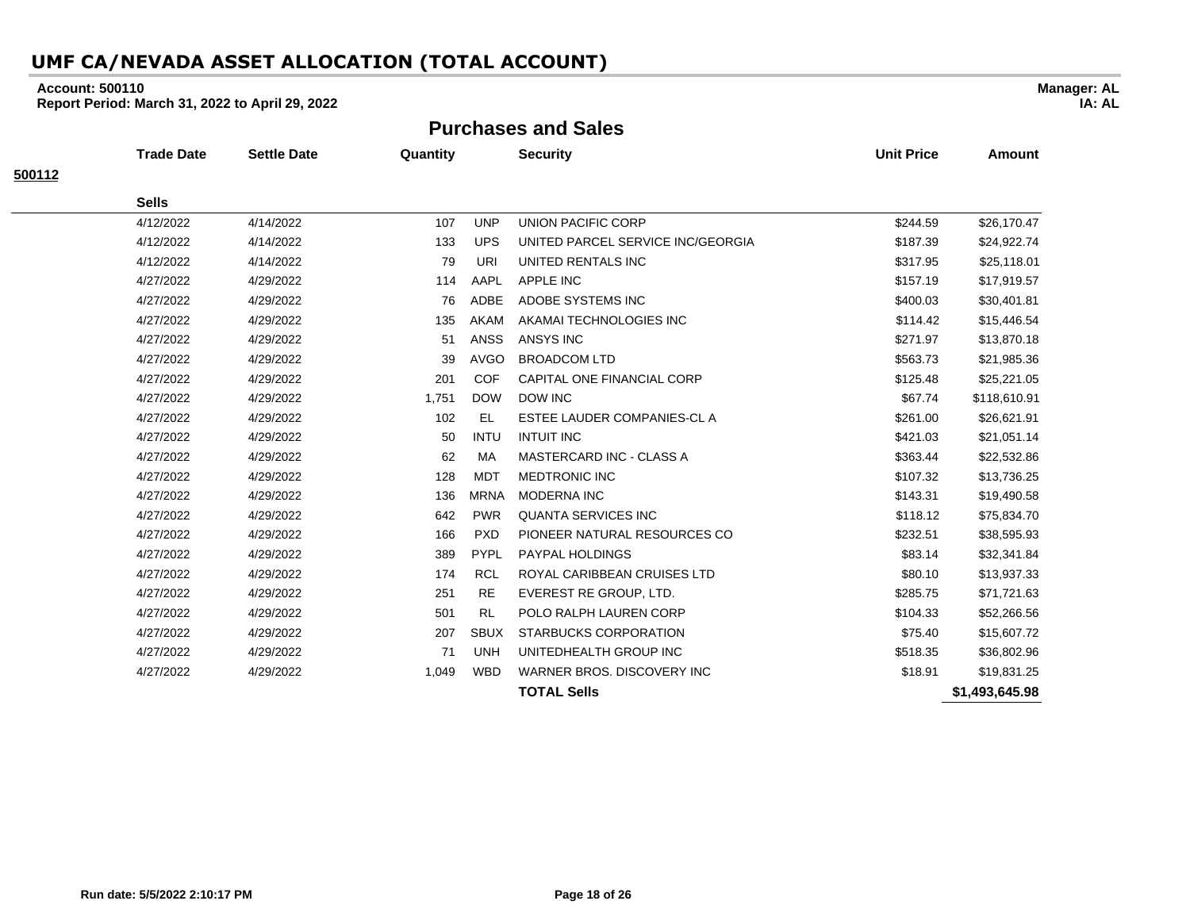# UMF CA/NEVADA ASSET ALLOCATION (TOTAL ACCOUNT)

**Account: 500110**
**Report Period: March 31, 2022 to April 29, 2022**

**Manager: AL**
**IA: AL**

## Purchases and Sales

**500112**

| Trade Date | Settle Date | Quantity | | Security | Unit Price | Amount |
|---|---|---|---|---|---|---|
| **Sells** | | | | | | |
| 4/12/2022 | 4/14/2022 | 107 | UNP | UNION PACIFIC CORP | $244.59 | $26,170.47 |
| 4/12/2022 | 4/14/2022 | 133 | UPS | UNITED PARCEL SERVICE INC/GEORGIA | $187.39 | $24,922.74 |
| 4/12/2022 | 4/14/2022 | 79 | URI | UNITED RENTALS INC | $317.95 | $25,118.01 |
| 4/27/2022 | 4/29/2022 | 114 | AAPL | APPLE INC | $157.19 | $17,919.57 |
| 4/27/2022 | 4/29/2022 | 76 | ADBE | ADOBE SYSTEMS INC | $400.03 | $30,401.81 |
| 4/27/2022 | 4/29/2022 | 135 | AKAM | AKAMAI TECHNOLOGIES INC | $114.42 | $15,446.54 |
| 4/27/2022 | 4/29/2022 | 51 | ANSS | ANSYS INC | $271.97 | $13,870.18 |
| 4/27/2022 | 4/29/2022 | 39 | AVGO | BROADCOM LTD | $563.73 | $21,985.36 |
| 4/27/2022 | 4/29/2022 | 201 | COF | CAPITAL ONE FINANCIAL CORP | $125.48 | $25,221.05 |
| 4/27/2022 | 4/29/2022 | 1,751 | DOW | DOW INC | $67.74 | $118,610.91 |
| 4/27/2022 | 4/29/2022 | 102 | EL | ESTEE LAUDER COMPANIES-CL A | $261.00 | $26,621.91 |
| 4/27/2022 | 4/29/2022 | 50 | INTU | INTUIT INC | $421.03 | $21,051.14 |
| 4/27/2022 | 4/29/2022 | 62 | MA | MASTERCARD INC - CLASS A | $363.44 | $22,532.86 |
| 4/27/2022 | 4/29/2022 | 128 | MDT | MEDTRONIC INC | $107.32 | $13,736.25 |
| 4/27/2022 | 4/29/2022 | 136 | MRNA | MODERNA INC | $143.31 | $19,490.58 |
| 4/27/2022 | 4/29/2022 | 642 | PWR | QUANTA SERVICES INC | $118.12 | $75,834.70 |
| 4/27/2022 | 4/29/2022 | 166 | PXD | PIONEER NATURAL RESOURCES CO | $232.51 | $38,595.93 |
| 4/27/2022 | 4/29/2022 | 389 | PYPL | PAYPAL HOLDINGS | $83.14 | $32,341.84 |
| 4/27/2022 | 4/29/2022 | 174 | RCL | ROYAL CARIBBEAN CRUISES LTD | $80.10 | $13,937.33 |
| 4/27/2022 | 4/29/2022 | 251 | RE | EVEREST RE GROUP, LTD. | $285.75 | $71,721.63 |
| 4/27/2022 | 4/29/2022 | 501 | RL | POLO RALPH LAUREN CORP | $104.33 | $52,266.56 |
| 4/27/2022 | 4/29/2022 | 207 | SBUX | STARBUCKS CORPORATION | $75.40 | $15,607.72 |
| 4/27/2022 | 4/29/2022 | 71 | UNH | UNITEDHEALTH GROUP INC | $518.35 | $36,802.96 |
| 4/27/2022 | 4/29/2022 | 1,049 | WBD | WARNER BROS. DISCOVERY INC | $18.91 | $19,831.25 |
| | | | | **TOTAL Sells** | | **$1,493,645.98** |

**Run date: 5/5/2022 2:10:17 PM**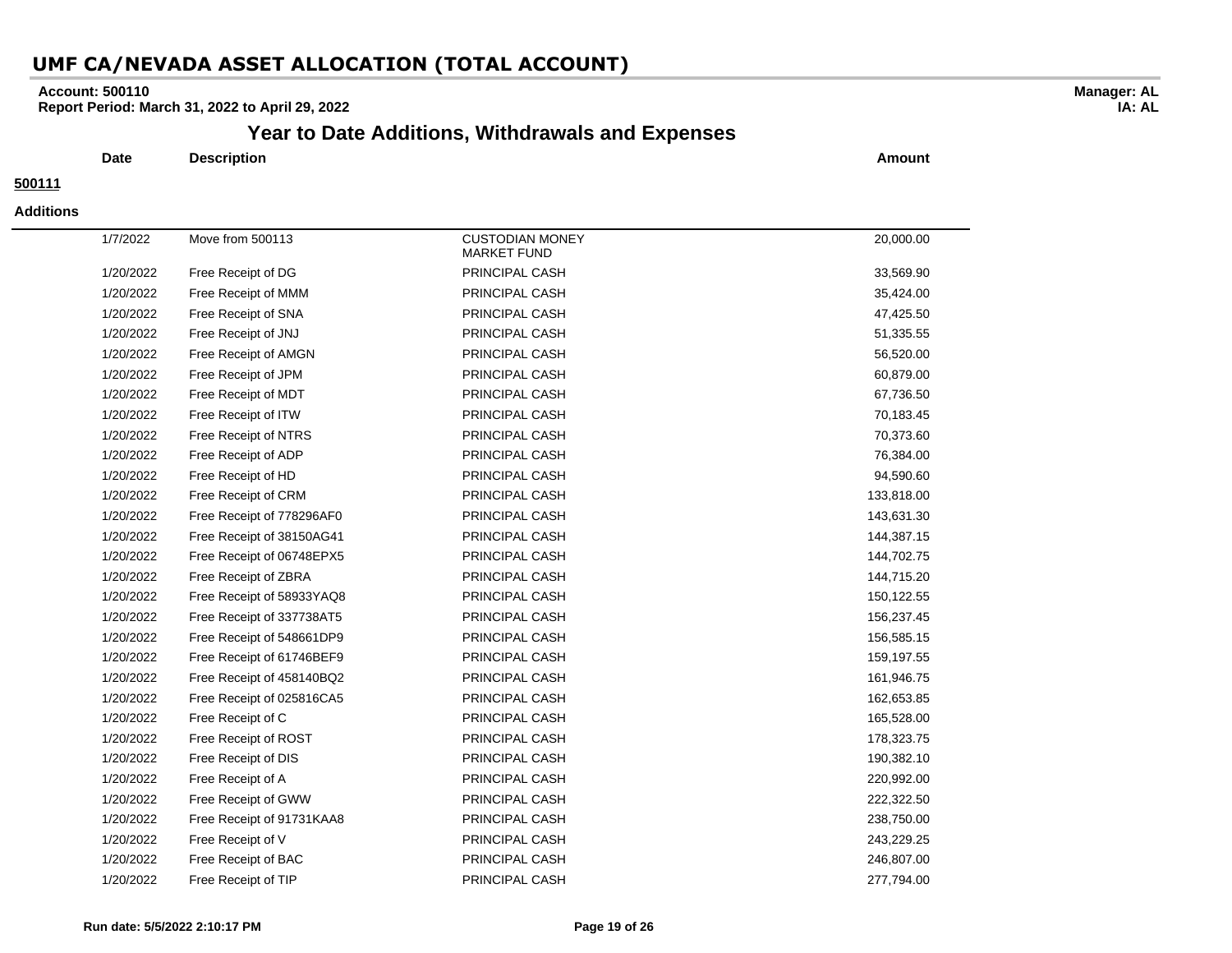# UMF CA/NEVADA ASSET ALLOCATION (TOTAL ACCOUNT)

**Account: 500110**
**Report Period: March 31, 2022 to April 29, 2022**

**Manager: AL**
**IA: AL**

## Year to Date Additions, Withdrawals and Expenses

**500111**

**Additions**

| Date | Description | | Amount |
|---|---|---|---|
| 1/7/2022 | Move from 500113 | CUSTODIAN MONEY MARKET FUND | 20,000.00 |
| 1/20/2022 | Free Receipt of DG | PRINCIPAL CASH | 33,569.90 |
| 1/20/2022 | Free Receipt of MMM | PRINCIPAL CASH | 35,424.00 |
| 1/20/2022 | Free Receipt of SNA | PRINCIPAL CASH | 47,425.50 |
| 1/20/2022 | Free Receipt of JNJ | PRINCIPAL CASH | 51,335.55 |
| 1/20/2022 | Free Receipt of AMGN | PRINCIPAL CASH | 56,520.00 |
| 1/20/2022 | Free Receipt of JPM | PRINCIPAL CASH | 60,879.00 |
| 1/20/2022 | Free Receipt of MDT | PRINCIPAL CASH | 67,736.50 |
| 1/20/2022 | Free Receipt of ITW | PRINCIPAL CASH | 70,183.45 |
| 1/20/2022 | Free Receipt of NTRS | PRINCIPAL CASH | 70,373.60 |
| 1/20/2022 | Free Receipt of ADP | PRINCIPAL CASH | 76,384.00 |
| 1/20/2022 | Free Receipt of HD | PRINCIPAL CASH | 94,590.60 |
| 1/20/2022 | Free Receipt of CRM | PRINCIPAL CASH | 133,818.00 |
| 1/20/2022 | Free Receipt of 778296AF0 | PRINCIPAL CASH | 143,631.30 |
| 1/20/2022 | Free Receipt of 38150AG41 | PRINCIPAL CASH | 144,387.15 |
| 1/20/2022 | Free Receipt of 06748EPX5 | PRINCIPAL CASH | 144,702.75 |
| 1/20/2022 | Free Receipt of ZBRA | PRINCIPAL CASH | 144,715.20 |
| 1/20/2022 | Free Receipt of 58933YAQ8 | PRINCIPAL CASH | 150,122.55 |
| 1/20/2022 | Free Receipt of 337738AT5 | PRINCIPAL CASH | 156,237.45 |
| 1/20/2022 | Free Receipt of 548661DP9 | PRINCIPAL CASH | 156,585.15 |
| 1/20/2022 | Free Receipt of 61746BEF9 | PRINCIPAL CASH | 159,197.55 |
| 1/20/2022 | Free Receipt of 458140BQ2 | PRINCIPAL CASH | 161,946.75 |
| 1/20/2022 | Free Receipt of 025816CA5 | PRINCIPAL CASH | 162,653.85 |
| 1/20/2022 | Free Receipt of C | PRINCIPAL CASH | 165,528.00 |
| 1/20/2022 | Free Receipt of ROST | PRINCIPAL CASH | 178,323.75 |
| 1/20/2022 | Free Receipt of DIS | PRINCIPAL CASH | 190,382.10 |
| 1/20/2022 | Free Receipt of A | PRINCIPAL CASH | 220,992.00 |
| 1/20/2022 | Free Receipt of GWW | PRINCIPAL CASH | 222,322.50 |
| 1/20/2022 | Free Receipt of 91731KAA8 | PRINCIPAL CASH | 238,750.00 |
| 1/20/2022 | Free Receipt of V | PRINCIPAL CASH | 243,229.25 |
| 1/20/2022 | Free Receipt of BAC | PRINCIPAL CASH | 246,807.00 |
| 1/20/2022 | Free Receipt of TIP | PRINCIPAL CASH | 277,794.00 |

Run date: 5/5/2022 2:10:17 PM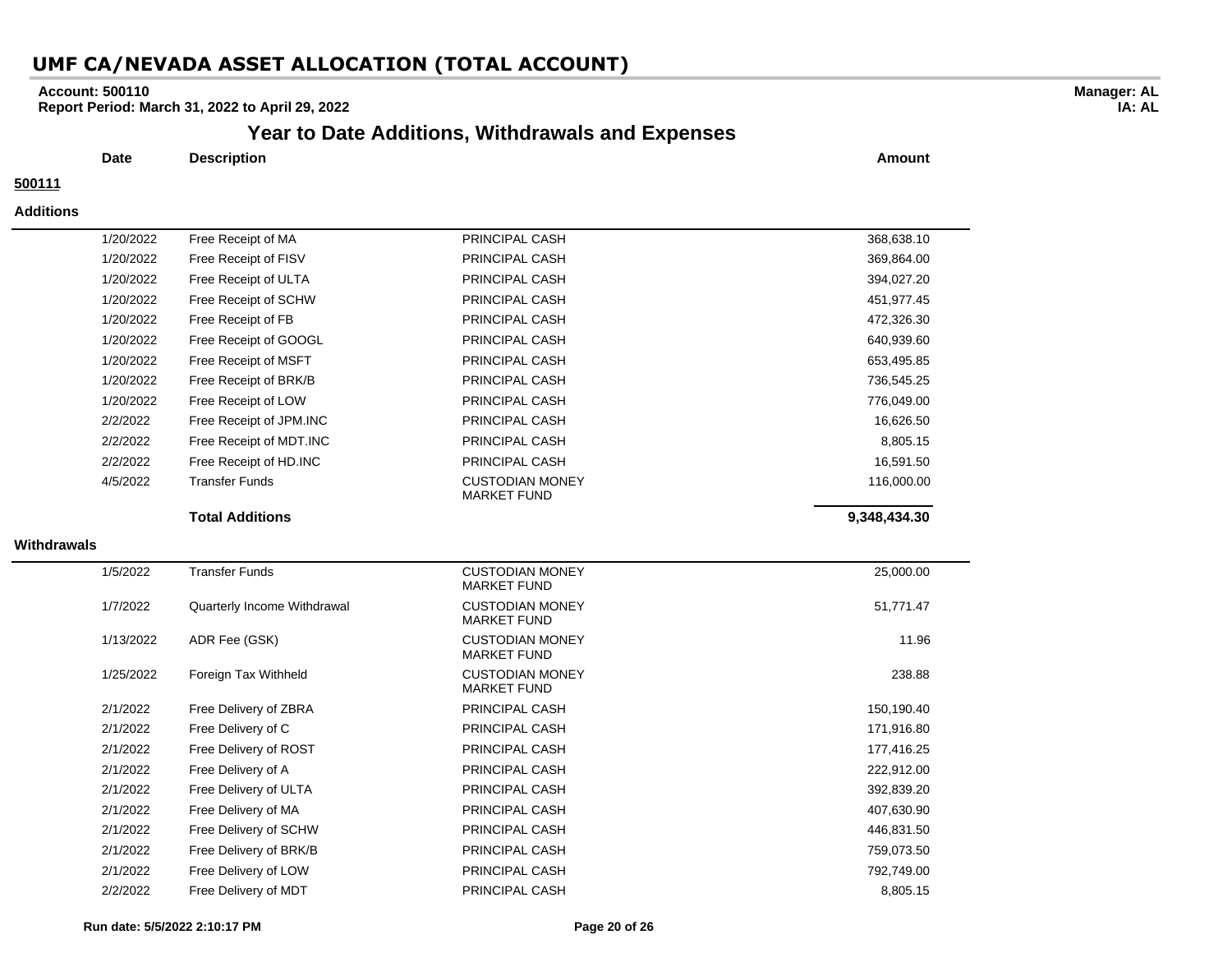# UMF CA/NEVADA ASSET ALLOCATION (TOTAL ACCOUNT)

**Account: 500110**
**Report Period: March 31, 2022 to April 29, 2022**

**Manager: AL**
**IA: AL**

## Year to Date Additions, Withdrawals and Expenses

**500111**

### Additions

| Date | Description | | Amount |
|---|---|---|---|
| 1/20/2022 | Free Receipt of MA | PRINCIPAL CASH | 368,638.10 |
| 1/20/2022 | Free Receipt of FISV | PRINCIPAL CASH | 369,864.00 |
| 1/20/2022 | Free Receipt of ULTA | PRINCIPAL CASH | 394,027.20 |
| 1/20/2022 | Free Receipt of SCHW | PRINCIPAL CASH | 451,977.45 |
| 1/20/2022 | Free Receipt of FB | PRINCIPAL CASH | 472,326.30 |
| 1/20/2022 | Free Receipt of GOOGL | PRINCIPAL CASH | 640,939.60 |
| 1/20/2022 | Free Receipt of MSFT | PRINCIPAL CASH | 653,495.85 |
| 1/20/2022 | Free Receipt of BRK/B | PRINCIPAL CASH | 736,545.25 |
| 1/20/2022 | Free Receipt of LOW | PRINCIPAL CASH | 776,049.00 |
| 2/2/2022 | Free Receipt of JPM.INC | PRINCIPAL CASH | 16,626.50 |
| 2/2/2022 | Free Receipt of MDT.INC | PRINCIPAL CASH | 8,805.15 |
| 2/2/2022 | Free Receipt of HD.INC | PRINCIPAL CASH | 16,591.50 |
| 4/5/2022 | Transfer Funds | CUSTODIAN MONEY MARKET FUND | 116,000.00 |
| | **Total Additions** | | **9,348,434.30** |

### Withdrawals

| Date | Description | | Amount |
|---|---|---|---|
| 1/5/2022 | Transfer Funds | CUSTODIAN MONEY MARKET FUND | 25,000.00 |
| 1/7/2022 | Quarterly Income Withdrawal | CUSTODIAN MONEY MARKET FUND | 51,771.47 |
| 1/13/2022 | ADR Fee (GSK) | CUSTODIAN MONEY MARKET FUND | 11.96 |
| 1/25/2022 | Foreign Tax Withheld | CUSTODIAN MONEY MARKET FUND | 238.88 |
| 2/1/2022 | Free Delivery of ZBRA | PRINCIPAL CASH | 150,190.40 |
| 2/1/2022 | Free Delivery of C | PRINCIPAL CASH | 171,916.80 |
| 2/1/2022 | Free Delivery of ROST | PRINCIPAL CASH | 177,416.25 |
| 2/1/2022 | Free Delivery of A | PRINCIPAL CASH | 222,912.00 |
| 2/1/2022 | Free Delivery of ULTA | PRINCIPAL CASH | 392,839.20 |
| 2/1/2022 | Free Delivery of MA | PRINCIPAL CASH | 407,630.90 |
| 2/1/2022 | Free Delivery of SCHW | PRINCIPAL CASH | 446,831.50 |
| 2/1/2022 | Free Delivery of BRK/B | PRINCIPAL CASH | 759,073.50 |
| 2/1/2022 | Free Delivery of LOW | PRINCIPAL CASH | 792,749.00 |
| 2/2/2022 | Free Delivery of MDT | PRINCIPAL CASH | 8,805.15 |

**Run date: 5/5/2022 2:10:17 PM**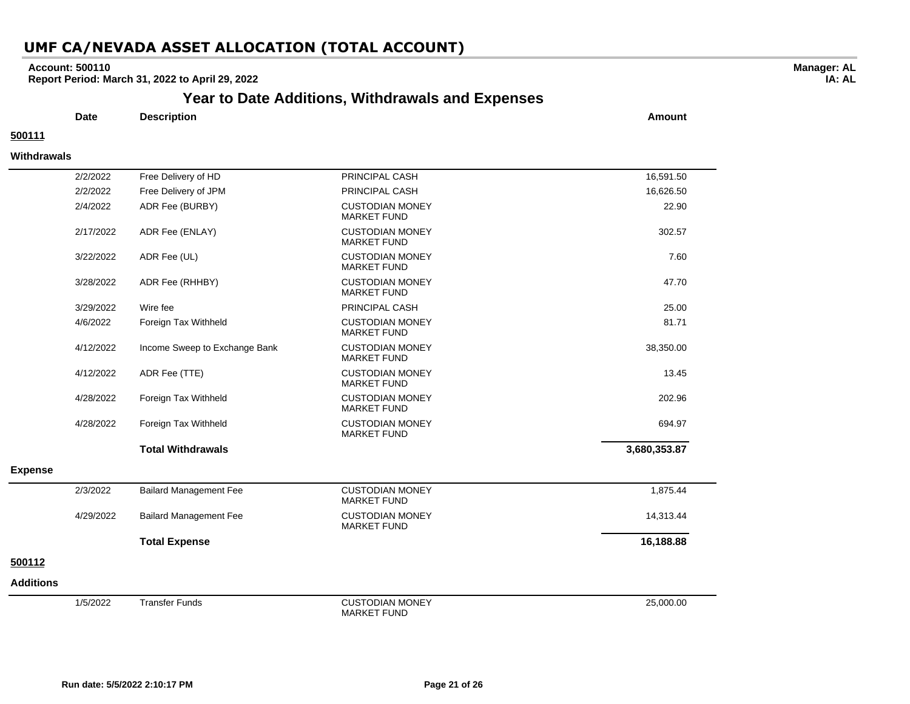# UMF CA/NEVADA ASSET ALLOCATION (TOTAL ACCOUNT)

**Account: 500110**
**Report Period: March 31, 2022 to April 29, 2022**

**Manager: AL**
**IA: AL**

## Year to Date Additions, Withdrawals and Expenses

| Date | Description | | Amount |
|---|---|---|---|
| **500111** | | | |
| **Withdrawals** | | | |
| 2/2/2022 | Free Delivery of HD | PRINCIPAL CASH | 16,591.50 |
| 2/2/2022 | Free Delivery of JPM | PRINCIPAL CASH | 16,626.50 |
| 2/4/2022 | ADR Fee (BURBY) | CUSTODIAN MONEY MARKET FUND | 22.90 |
| 2/17/2022 | ADR Fee (ENLAY) | CUSTODIAN MONEY MARKET FUND | 302.57 |
| 3/22/2022 | ADR Fee (UL) | CUSTODIAN MONEY MARKET FUND | 7.60 |
| 3/28/2022 | ADR Fee (RHHBY) | CUSTODIAN MONEY MARKET FUND | 47.70 |
| 3/29/2022 | Wire fee | PRINCIPAL CASH | 25.00 |
| 4/6/2022 | Foreign Tax Withheld | CUSTODIAN MONEY MARKET FUND | 81.71 |
| 4/12/2022 | Income Sweep to Exchange Bank | CUSTODIAN MONEY MARKET FUND | 38,350.00 |
| 4/12/2022 | ADR Fee (TTE) | CUSTODIAN MONEY MARKET FUND | 13.45 |
| 4/28/2022 | Foreign Tax Withheld | CUSTODIAN MONEY MARKET FUND | 202.96 |
| 4/28/2022 | Foreign Tax Withheld | CUSTODIAN MONEY MARKET FUND | 694.97 |
| | **Total Withdrawals** | | **3,680,353.87** |
| **Expense** | | | |
| 2/3/2022 | Bailard Management Fee | CUSTODIAN MONEY MARKET FUND | 1,875.44 |
| 4/29/2022 | Bailard Management Fee | CUSTODIAN MONEY MARKET FUND | 14,313.44 |
| | **Total Expense** | | **16,188.88** |
| **500112** | | | |
| **Additions** | | | |
| 1/5/2022 | Transfer Funds | CUSTODIAN MONEY MARKET FUND | 25,000.00 |

**Run date: 5/5/2022 2:10:17 PM**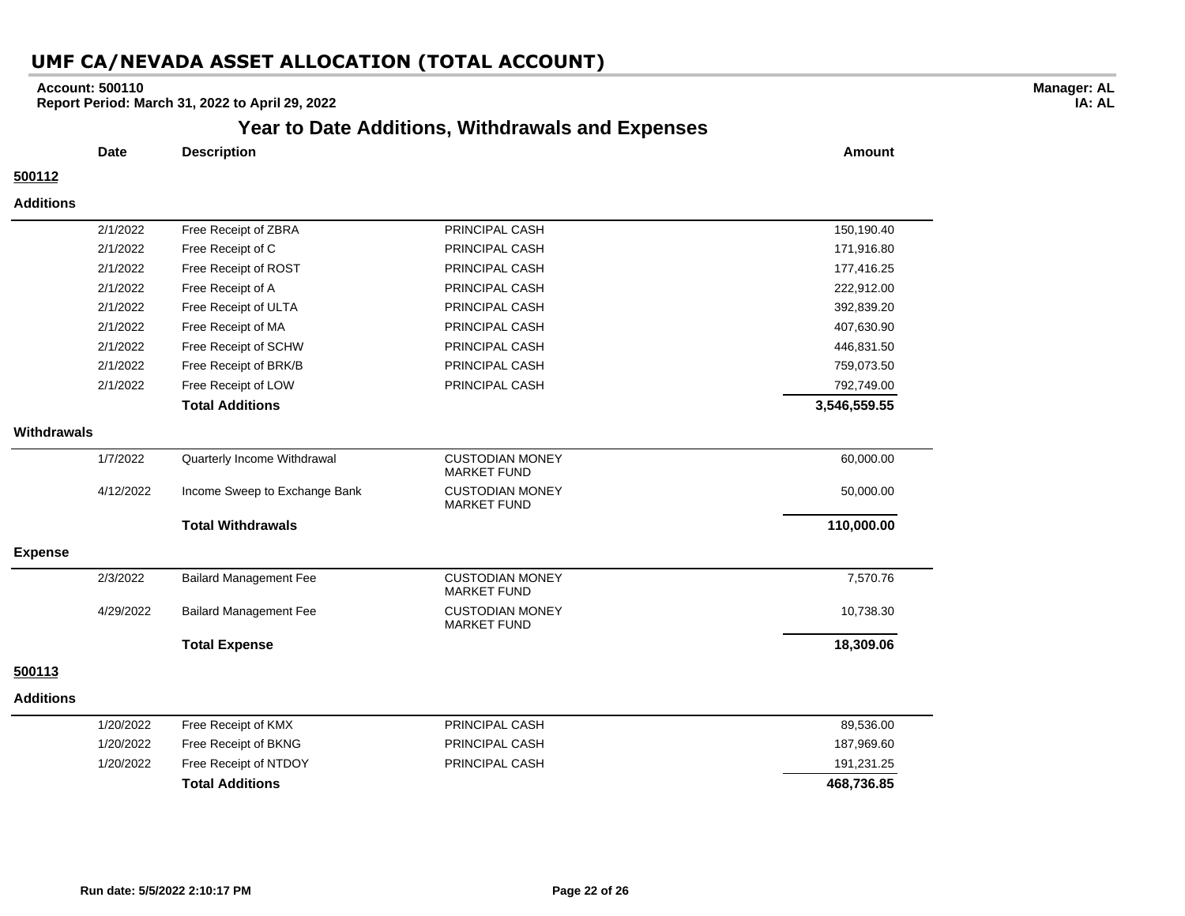# UMF CA/NEVADA ASSET ALLOCATION (TOTAL ACCOUNT)

**Account: 500110**
**Report Period: March 31, 2022 to April 29, 2022**

**Manager: AL**
**IA: AL**

## Year to Date Additions, Withdrawals and Expenses

| Date | Description | | Amount |
|---|---|---|---|
| **500112** | | | |
| **Additions** | | | |
| 2/1/2022 | Free Receipt of ZBRA | PRINCIPAL CASH | 150,190.40 |
| 2/1/2022 | Free Receipt of C | PRINCIPAL CASH | 171,916.80 |
| 2/1/2022 | Free Receipt of ROST | PRINCIPAL CASH | 177,416.25 |
| 2/1/2022 | Free Receipt of A | PRINCIPAL CASH | 222,912.00 |
| 2/1/2022 | Free Receipt of ULTA | PRINCIPAL CASH | 392,839.20 |
| 2/1/2022 | Free Receipt of MA | PRINCIPAL CASH | 407,630.90 |
| 2/1/2022 | Free Receipt of SCHW | PRINCIPAL CASH | 446,831.50 |
| 2/1/2022 | Free Receipt of BRK/B | PRINCIPAL CASH | 759,073.50 |
| 2/1/2022 | Free Receipt of LOW | PRINCIPAL CASH | 792,749.00 |
| | **Total Additions** | | **3,546,559.55** |
| **Withdrawals** | | | |
| 1/7/2022 | Quarterly Income Withdrawal | CUSTODIAN MONEY MARKET FUND | 60,000.00 |
| 4/12/2022 | Income Sweep to Exchange Bank | CUSTODIAN MONEY MARKET FUND | 50,000.00 |
| | **Total Withdrawals** | | **110,000.00** |
| **Expense** | | | |
| 2/3/2022 | Bailard Management Fee | CUSTODIAN MONEY MARKET FUND | 7,570.76 |
| 4/29/2022 | Bailard Management Fee | CUSTODIAN MONEY MARKET FUND | 10,738.30 |
| | **Total Expense** | | **18,309.06** |
| **500113** | | | |
| **Additions** | | | |
| 1/20/2022 | Free Receipt of KMX | PRINCIPAL CASH | 89,536.00 |
| 1/20/2022 | Free Receipt of BKNG | PRINCIPAL CASH | 187,969.60 |
| 1/20/2022 | Free Receipt of NTDOY | PRINCIPAL CASH | 191,231.25 |
| | **Total Additions** | | **468,736.85** |

**Run date: 5/5/2022 2:10:17 PM**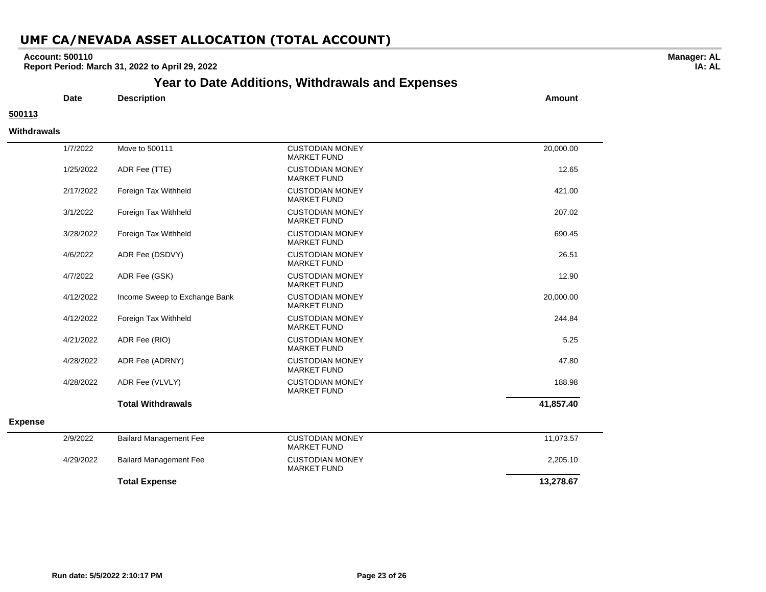# UMF CA/NEVADA ASSET ALLOCATION (TOTAL ACCOUNT)

**Account: 500110**
**Report Period: March 31, 2022 to April 29, 2022**

**Manager: AL**
**IA: AL**

## Year to Date Additions, Withdrawals and Expenses

**500113**

**Withdrawals**

| Date | Description | | Amount |
|---|---|---|---|
| 1/7/2022 | Move to 500111 | CUSTODIAN MONEY MARKET FUND | 20,000.00 |
| 1/25/2022 | ADR Fee (TTE) | CUSTODIAN MONEY MARKET FUND | 12.65 |
| 2/17/2022 | Foreign Tax Withheld | CUSTODIAN MONEY MARKET FUND | 421.00 |
| 3/1/2022 | Foreign Tax Withheld | CUSTODIAN MONEY MARKET FUND | 207.02 |
| 3/28/2022 | Foreign Tax Withheld | CUSTODIAN MONEY MARKET FUND | 690.45 |
| 4/6/2022 | ADR Fee (DSDVY) | CUSTODIAN MONEY MARKET FUND | 26.51 |
| 4/7/2022 | ADR Fee (GSK) | CUSTODIAN MONEY MARKET FUND | 12.90 |
| 4/12/2022 | Income Sweep to Exchange Bank | CUSTODIAN MONEY MARKET FUND | 20,000.00 |
| 4/12/2022 | Foreign Tax Withheld | CUSTODIAN MONEY MARKET FUND | 244.84 |
| 4/21/2022 | ADR Fee (RIO) | CUSTODIAN MONEY MARKET FUND | 5.25 |
| 4/28/2022 | ADR Fee (ADRNY) | CUSTODIAN MONEY MARKET FUND | 47.80 |
| 4/28/2022 | ADR Fee (VLVLY) | CUSTODIAN MONEY MARKET FUND | 188.98 |
| | **Total Withdrawals** | | **41,857.40** |

**Expense**

| Date | Description | | Amount |
|---|---|---|---|
| 2/9/2022 | Bailard Management Fee | CUSTODIAN MONEY MARKET FUND | 11,073.57 |
| 4/29/2022 | Bailard Management Fee | CUSTODIAN MONEY MARKET FUND | 2,205.10 |
| | **Total Expense** | | **13,278.67** |

**Run date: 5/5/2022 2:10:17 PM**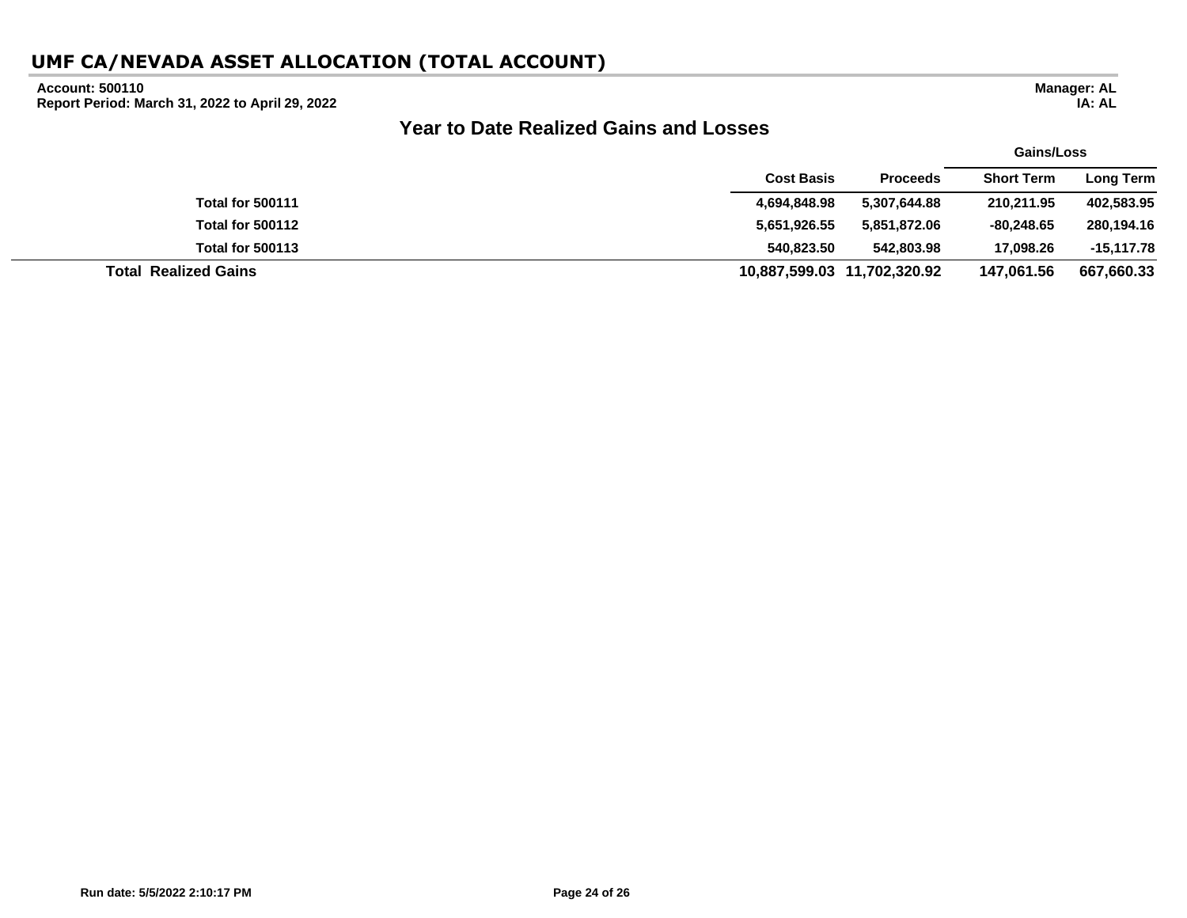# UMF CA/NEVADA ASSET ALLOCATION (TOTAL ACCOUNT)

**Account: 500110**
**Report Period: March 31, 2022 to April 29, 2022**

**Manager: AL**
**IA: AL**

## Year to Date Realized Gains and Losses

| | Cost Basis | Proceeds | Gains/Loss Short Term | Gains/Loss Long Term |
|---|---|---|---|---|
| **Total for 500111** | **4,694,848.98** | **5,307,644.88** | **210,211.95** | **402,583.95** |
| **Total for 500112** | **5,651,926.55** | **5,851,872.06** | **-80,248.65** | **280,194.16** |
| **Total for 500113** | **540,823.50** | **542,803.98** | **17,098.26** | **-15,117.78** |
| **Total Realized Gains** | **10,887,599.03** | **11,702,320.92** | **147,061.56** | **667,660.33** |

**Run date: 5/5/2022 2:10:17 PM**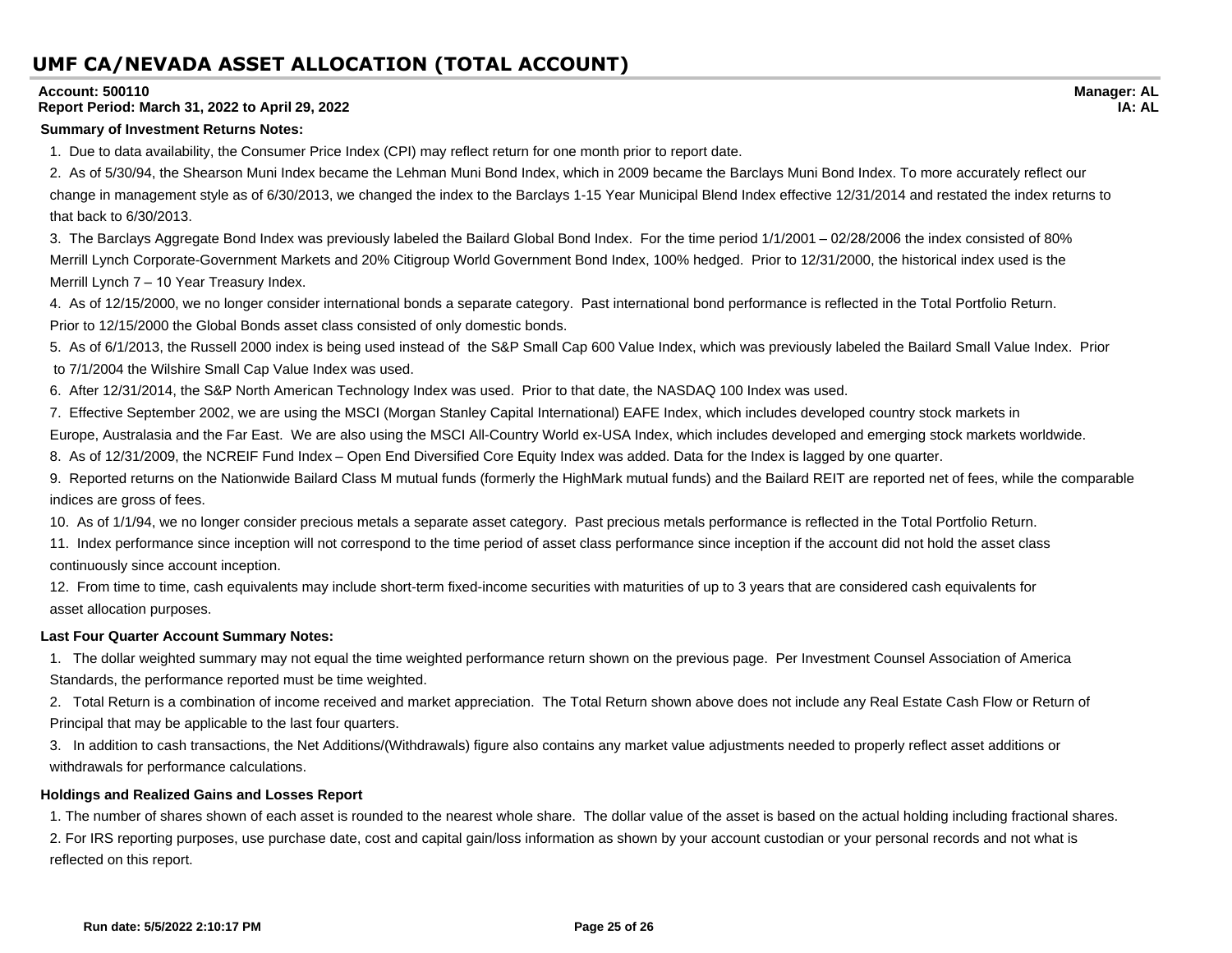# UMF CA/NEVADA ASSET ALLOCATION (TOTAL ACCOUNT)

**Account: 500110**
**Report Period: March 31, 2022 to April 29, 2022**

**Manager: AL**
**IA: AL**

**Summary of Investment Returns Notes:**

1. Due to data availability, the Consumer Price Index (CPI) may reflect return for one month prior to report date.
2. As of 5/30/94, the Shearson Muni Index became the Lehman Muni Bond Index, which in 2009 became the Barclays Muni Bond Index. To more accurately reflect our change in management style as of 6/30/2013, we changed the index to the Barclays 1-15 Year Municipal Blend Index effective 12/31/2014 and restated the index returns to that back to 6/30/2013.
3. The Barclays Aggregate Bond Index was previously labeled the Bailard Global Bond Index. For the time period 1/1/2001 – 02/28/2006 the index consisted of 80% Merrill Lynch Corporate-Government Markets and 20% Citigroup World Government Bond Index, 100% hedged. Prior to 12/31/2000, the historical index used is the Merrill Lynch 7 – 10 Year Treasury Index.
4. As of 12/15/2000, we no longer consider international bonds a separate category. Past international bond performance is reflected in the Total Portfolio Return. Prior to 12/15/2000 the Global Bonds asset class consisted of only domestic bonds.
5. As of 6/1/2013, the Russell 2000 index is being used instead of the S&P Small Cap 600 Value Index, which was previously labeled the Bailard Small Value Index. Prior to 7/1/2004 the Wilshire Small Cap Value Index was used.
6. After 12/31/2014, the S&P North American Technology Index was used. Prior to that date, the NASDAQ 100 Index was used.
7. Effective September 2002, we are using the MSCI (Morgan Stanley Capital International) EAFE Index, which includes developed country stock markets in Europe, Australasia and the Far East. We are also using the MSCI All-Country World ex-USA Index, which includes developed and emerging stock markets worldwide.
8. As of 12/31/2009, the NCREIF Fund Index – Open End Diversified Core Equity Index was added. Data for the Index is lagged by one quarter.
9. Reported returns on the Nationwide Bailard Class M mutual funds (formerly the HighMark mutual funds) and the Bailard REIT are reported net of fees, while the comparable indices are gross of fees.
10. As of 1/1/94, we no longer consider precious metals a separate asset category. Past precious metals performance is reflected in the Total Portfolio Return.
11. Index performance since inception will not correspond to the time period of asset class performance since inception if the account did not hold the asset class continuously since account inception.
12. From time to time, cash equivalents may include short-term fixed-income securities with maturities of up to 3 years that are considered cash equivalents for asset allocation purposes.

**Last Four Quarter Account Summary Notes:**

1. The dollar weighted summary may not equal the time weighted performance return shown on the previous page. Per Investment Counsel Association of America Standards, the performance reported must be time weighted.
2. Total Return is a combination of income received and market appreciation. The Total Return shown above does not include any Real Estate Cash Flow or Return of Principal that may be applicable to the last four quarters.
3. In addition to cash transactions, the Net Additions/(Withdrawals) figure also contains any market value adjustments needed to properly reflect asset additions or withdrawals for performance calculations.

**Holdings and Realized Gains and Losses Report**

1. The number of shares shown of each asset is rounded to the nearest whole share. The dollar value of the asset is based on the actual holding including fractional shares.
2. For IRS reporting purposes, use purchase date, cost and capital gain/loss information as shown by your account custodian or your personal records and not what is reflected on this report.

**Run date: 5/5/2022 2:10:17 PM**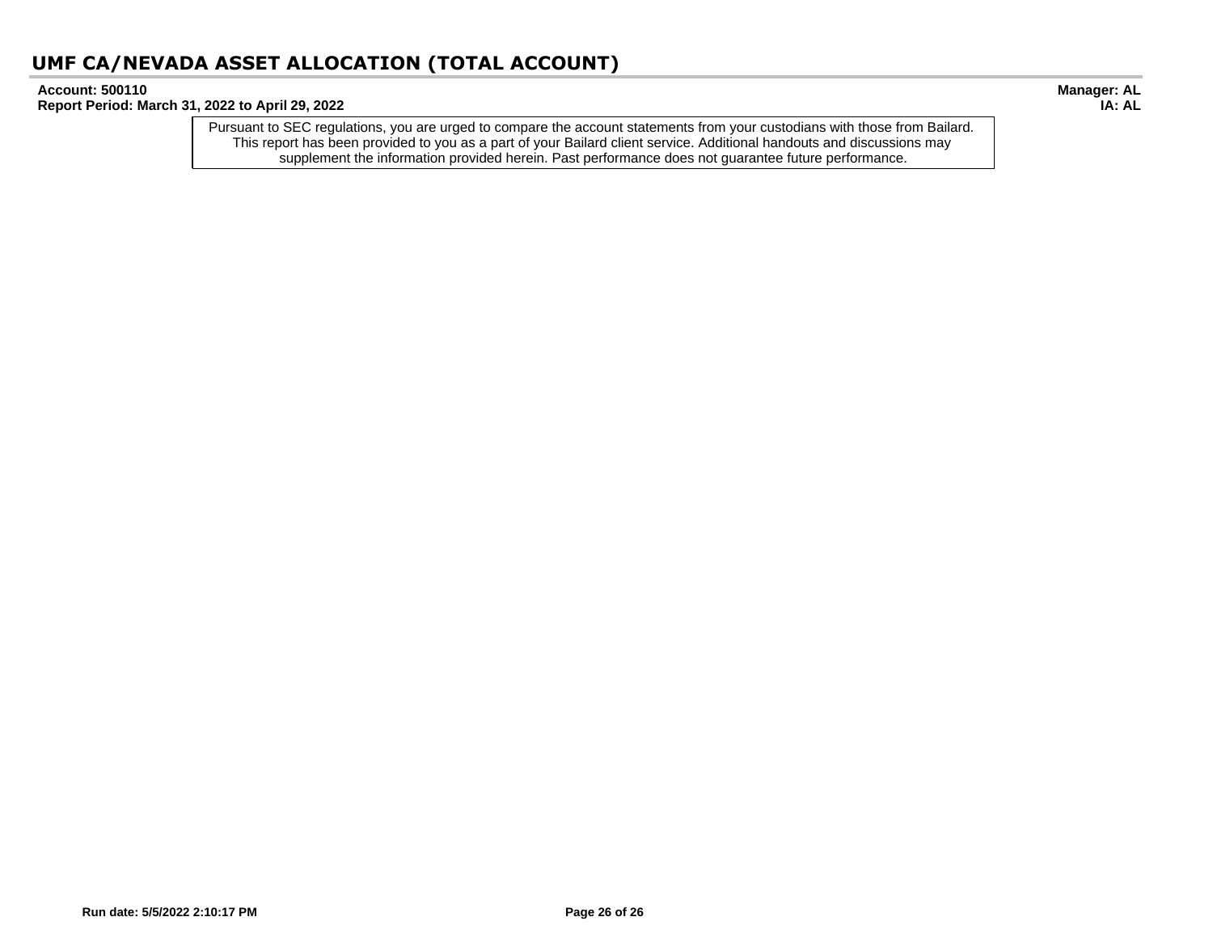# UMF CA/NEVADA ASSET ALLOCATION (TOTAL ACCOUNT)

**Account: 500110**
**Report Period: March 31, 2022 to April 29, 2022**

**Manager: AL**
**IA: AL**

Pursuant to SEC regulations, you are urged to compare the account statements from your custodians with those from Bailard. This report has been provided to you as a part of your Bailard client service. Additional handouts and discussions may supplement the information provided herein. Past performance does not guarantee future performance.

**Run date: 5/5/2022 2:10:17 PM**